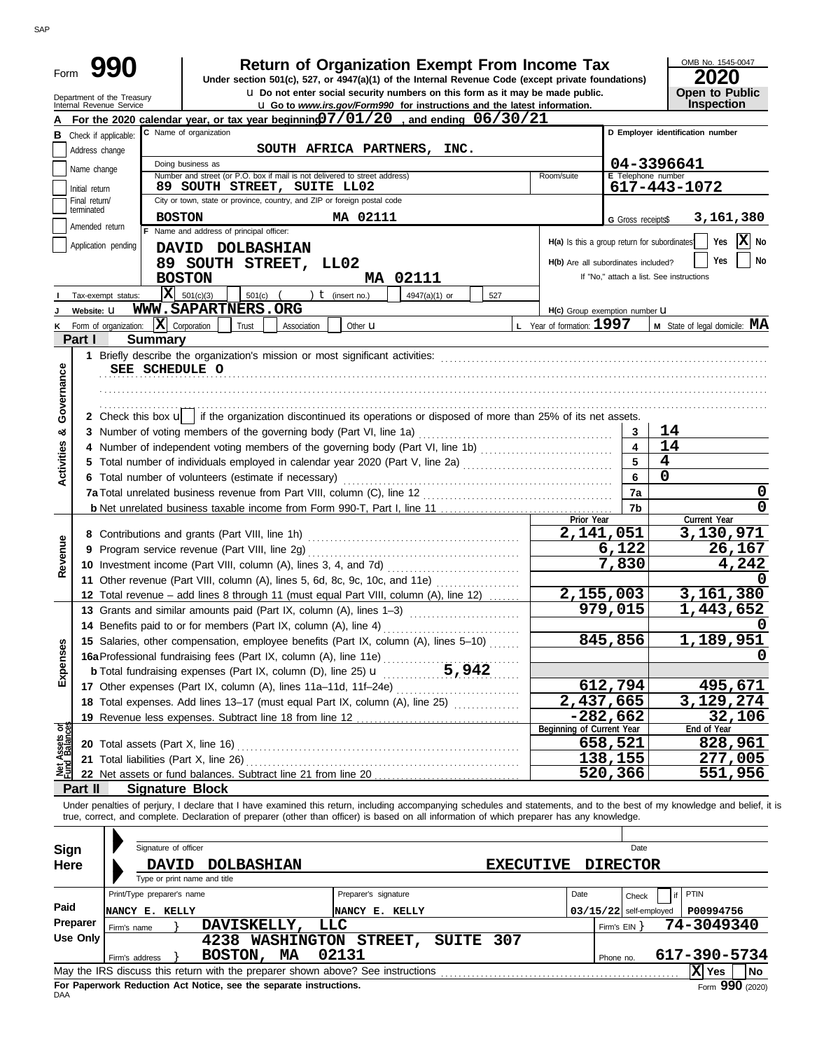SAP

# Form 990 — Return of Organization Exempt From Income Tax

**Under section 501(c), 527, or 4947(a)(1) of the Internal Revenue Code (except private foundations)**

u Do not enter social security numbers on this form as it may be made public.

u Go to *www.irs.gov/Form990* for instructions and the latest information.

Department of the Treasury
Internal Revenue Service

OMB No. 1545-0047
**2020**
**Open to Public Inspection**

**A** For the 2020 calendar year, or tax year beginning 07/01/20, and ending 06/30/21

**B** Check if applicable:
- Address change
- Name change
- Initial return
- Final return/terminated
- Amended return
- Application pending

**C** Name of organization: SOUTH AFRICA PARTNERS, INC.

Doing business as

Number and street (or P.O. box if mail is not delivered to street address): 89 SOUTH STREET, SUITE LL02 — Room/suite

City or town, state or province, country, and ZIP or foreign postal code: BOSTON MA 02111

**D** Employer identification number: 04-3396641

**E** Telephone number: 617-443-1072

**G** Gross receipts$ 3,161,380

**F** Name and address of principal officer:
DAVID DOLBASHIAN
89 SOUTH STREET, LL02
BOSTON MA 02111

**H(a)** Is this a group return for subordinates? Yes [ ] No [X]

**H(b)** Are all subordinates included? Yes [ ] No [ ]
If "No," attach a list. See instructions

**I** Tax-exempt status: [X] 501(c)(3) [ ] 501(c) ( ) t (insert no.) [ ] 4947(a)(1) or [ ] 527

**J** Website: u WWW.SAPARTNERS.ORG

**H(c)** Group exemption number u

**K** Form of organization: [X] Corporation [ ] Trust [ ] Association [ ] Other u

**L** Year of formation: 1997

**M** State of legal domicile: MA

## Part I Summary

### Activities & Governance

1 Briefly describe the organization's mission or most significant activities:
SEE SCHEDULE O

2 Check this box u [ ] if the organization discontinued its operations or disposed of more than 25% of its net assets.

| Line | Description | No. | Value |
|---|---|---|---|
| 3 | Number of voting members of the governing body (Part VI, line 1a) | 3 | 14 |
| 4 | Number of independent voting members of the governing body (Part VI, line 1b) | 4 | 14 |
| 5 | Total number of individuals employed in calendar year 2020 (Part V, line 2a) | 5 | 4 |
| 6 | Total number of volunteers (estimate if necessary) | 6 | 0 |
| 7a | Total unrelated business revenue from Part VIII, column (C), line 12 | 7a | 0 |
| b | Net unrelated business taxable income from Form 990-T, Part I, line 11 | 7b | 0 |

### Revenue, Expenses, and Net Assets

| Line | Description | Prior Year | Current Year |
|---|---|---|---|
| 8 | Contributions and grants (Part VIII, line 1h) | 2,141,051 | 3,130,971 |
| 9 | Program service revenue (Part VIII, line 2g) | 6,122 | 26,167 |
| 10 | Investment income (Part VIII, column (A), lines 3, 4, and 7d) | 7,830 | 4,242 |
| 11 | Other revenue (Part VIII, column (A), lines 5, 6d, 8c, 9c, 10c, and 11e) | | 0 |
| 12 | Total revenue – add lines 8 through 11 (must equal Part VIII, column (A), line 12) | 2,155,003 | 3,161,380 |
| 13 | Grants and similar amounts paid (Part IX, column (A), lines 1–3) | 979,015 | 1,443,652 |
| 14 | Benefits paid to or for members (Part IX, column (A), line 4) | | 0 |
| 15 | Salaries, other compensation, employee benefits (Part IX, column (A), lines 5–10) | 845,856 | 1,189,951 |
| 16a | Professional fundraising fees (Part IX, column (A), line 11e) | | 0 |
| b | Total fundraising expenses (Part IX, column (D), line 25) u 5,942 | | |
| 17 | Other expenses (Part IX, column (A), lines 11a–11d, 11f–24e) | 612,794 | 495,671 |
| 18 | Total expenses. Add lines 13–17 (must equal Part IX, column (A), line 25) | 2,437,665 | 3,129,274 |
| 19 | Revenue less expenses. Subtract line 18 from line 12 | -282,662 | 32,106 |

| Line | Description | Beginning of Current Year | End of Year |
|---|---|---|---|
| 20 | Total assets (Part X, line 16) | 658,521 | 828,961 |
| 21 | Total liabilities (Part X, line 26) | 138,155 | 277,005 |
| 22 | Net assets or fund balances. Subtract line 21 from line 20 | 520,366 | 551,956 |

## Part II Signature Block

Under penalties of perjury, I declare that I have examined this return, including accompanying schedules and statements, and to the best of my knowledge and belief, it is true, correct, and complete. Declaration of preparer (other than officer) is based on all information of which preparer has any knowledge.

**Sign Here**

Signature of officer — Date

DAVID DOLBASHIAN — EXECUTIVE DIRECTOR
Type or print name and title

**Paid Preparer Use Only**

| Print/Type preparer's name | Preparer's signature | Date | Check if self-employed | PTIN |
|---|---|---|---|---|
| NANCY E. KELLY | NANCY E. KELLY | 03/15/22 | | P00994756 |

Firm's name } DAVISKELLY, LLC — Firm's EIN } 74-3049340

Firm's address } 4238 WASHINGTON STREET, SUITE 307, BOSTON, MA 02131 — Phone no. 617-390-5734

May the IRS discuss this return with the preparer shown above? See instructions [X] Yes [ ] No

**For Paperwork Reduction Act Notice, see the separate instructions.**

DAA

Form **990** (2020)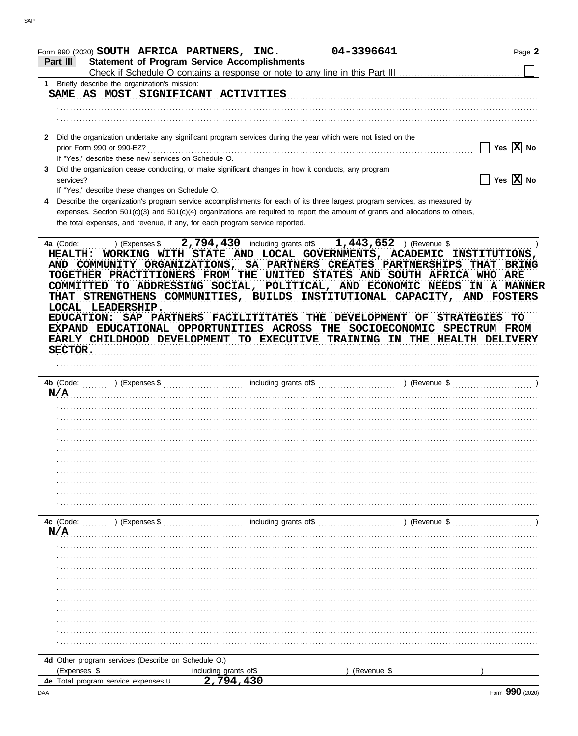Form 990 (2020) **SOUTH AFRICA PARTNERS, INC.** **04-3396641**

## Part III Statement of Program Service Accomplishments

Check if Schedule O contains a response or note to any line in this Part III ☐

**1** Briefly describe the organization's mission:

SAME AS MOST SIGNIFICANT ACTIVITIES

**2** Did the organization undertake any significant program services during the year which were not listed on the prior Form 990 or 990-EZ? ☐ Yes ☒ No

If "Yes," describe these new services on Schedule O.

**3** Did the organization cease conducting, or make significant changes in how it conducts, any program services? ☐ Yes ☒ No

If "Yes," describe these changes on Schedule O.

**4** Describe the organization's program service accomplishments for each of its three largest program services, as measured by expenses. Section 501(c)(3) and 501(c)(4) organizations are required to report the amount of grants and allocations to others, the total expenses, and revenue, if any, for each program service reported.

**4a** (Code: ) (Expenses $ 2,794,430 including grants of$ 1,443,652 ) (Revenue $ )

HEALTH: WORKING WITH STATE AND LOCAL GOVERNMENTS, ACADEMIC INSTITUTIONS, AND COMMUNITY ORGANIZATIONS, SA PARTNERS CREATES PARTNERSHIPS THAT BRING TOGETHER PRACTITIONERS FROM THE UNITED STATES AND SOUTH AFRICA WHO ARE COMMITTED TO ADDRESSING SOCIAL, POLITICAL, AND ECONOMIC NEEDS IN A MANNER THAT STRENGTHENS COMMUNITIES, BUILDS INSTITUTIONAL CAPACITY, AND FOSTERS LOCAL LEADERSHIP.

EDUCATION: SAP PARTNERS FACILITITATES THE DEVELOPMENT OF STRATEGIES TO EXPAND EDUCATIONAL OPPORTUNITIES ACROSS THE SOCIOECONOMIC SPECTRUM FROM EARLY CHILDHOOD DEVELOPMENT TO EXECUTIVE TRAINING IN THE HEALTH DELIVERY SECTOR.

**4b** (Code: ) (Expenses $ including grants of$ ) (Revenue $ )

N/A

**4c** (Code: ) (Expenses $ including grants of$ ) (Revenue $ )

N/A

**4d** Other program services (Describe on Schedule O.)

(Expenses $ including grants of$ ) (Revenue $ )

**4e** Total program service expenses ▶ 2,794,430

Form **990** (2020)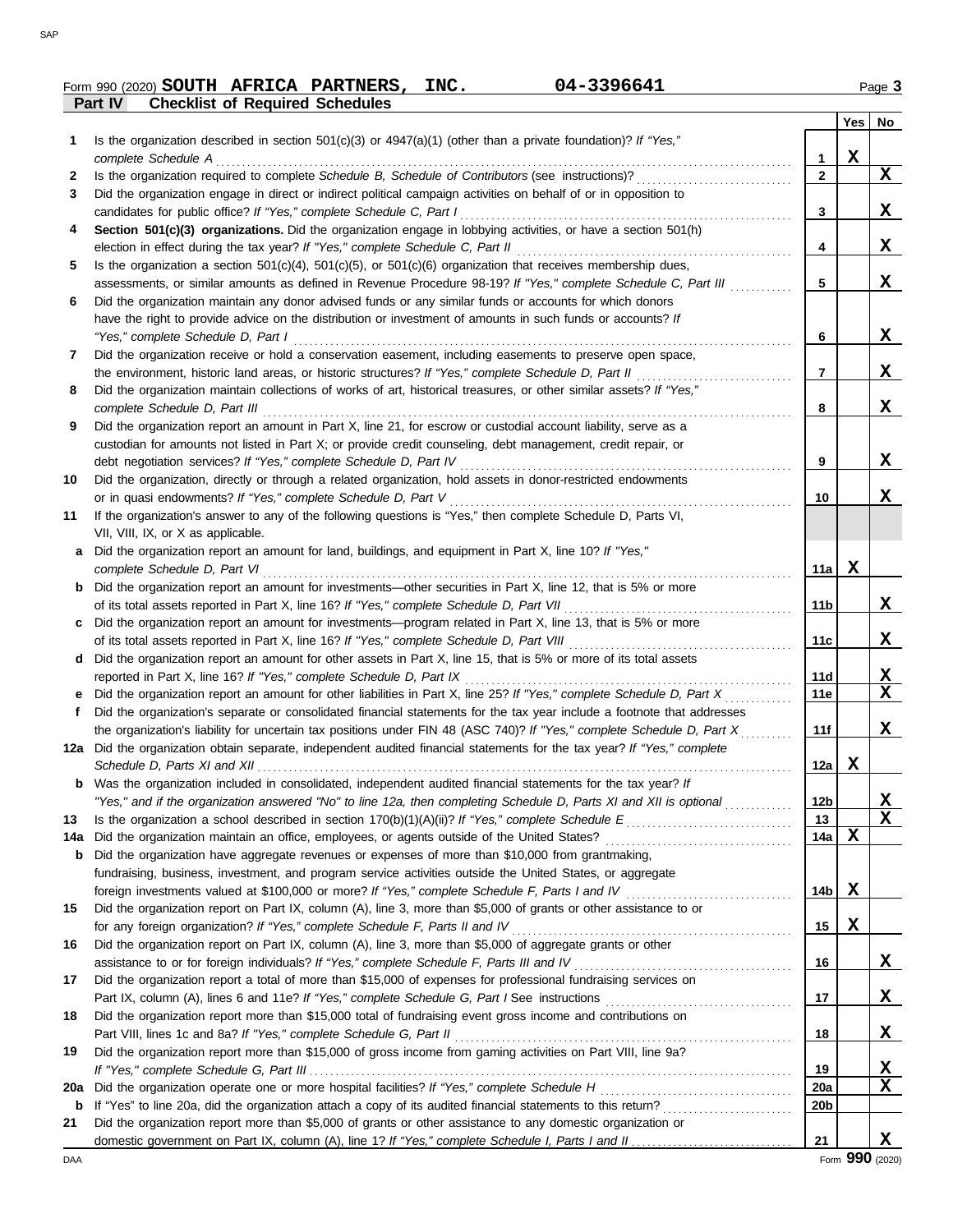Form 990 (2020) **SOUTH AFRICA PARTNERS, INC.** **04-3396641** Page **3**

## Part IV Checklist of Required Schedules

| | | | Yes | No |
|---|---|---|---|---|
| **1** | Is the organization described in section 501(c)(3) or 4947(a)(1) (other than a private foundation)? *If "Yes," complete Schedule A* | **1** | X | |
| **2** | Is the organization required to complete *Schedule B, Schedule of Contributors* (see instructions)? | **2** | | X |
| **3** | Did the organization engage in direct or indirect political campaign activities on behalf of or in opposition to candidates for public office? *If "Yes," complete Schedule C, Part I* | **3** | | X |
| **4** | **Section 501(c)(3) organizations.** Did the organization engage in lobbying activities, or have a section 501(h) election in effect during the tax year? *If "Yes," complete Schedule C, Part II* | **4** | | X |
| **5** | Is the organization a section 501(c)(4), 501(c)(5), or 501(c)(6) organization that receives membership dues, assessments, or similar amounts as defined in Revenue Procedure 98-19? *If "Yes," complete Schedule C, Part III* | **5** | | X |
| **6** | Did the organization maintain any donor advised funds or any similar funds or accounts for which donors have the right to provide advice on the distribution or investment of amounts in such funds or accounts? *If "Yes," complete Schedule D, Part I* | **6** | | X |
| **7** | Did the organization receive or hold a conservation easement, including easements to preserve open space, the environment, historic land areas, or historic structures? *If "Yes," complete Schedule D, Part II* | **7** | | X |
| **8** | Did the organization maintain collections of works of art, historical treasures, or other similar assets? *If "Yes," complete Schedule D, Part III* | **8** | | X |
| **9** | Did the organization report an amount in Part X, line 21, for escrow or custodial account liability, serve as a custodian for amounts not listed in Part X; or provide credit counseling, debt management, credit repair, or debt negotiation services? *If "Yes," complete Schedule D, Part IV* | **9** | | X |
| **10** | Did the organization, directly or through a related organization, hold assets in donor-restricted endowments or in quasi endowments? *If "Yes," complete Schedule D, Part V* | **10** | | X |
| **11** | If the organization's answer to any of the following questions is "Yes," then complete Schedule D, Parts VI, VII, VIII, IX, or X as applicable. | | | |
| **a** | Did the organization report an amount for land, buildings, and equipment in Part X, line 10? *If "Yes," complete Schedule D, Part VI* | **11a** | X | |
| **b** | Did the organization report an amount for investments—other securities in Part X, line 12, that is 5% or more of its total assets reported in Part X, line 16? *If "Yes," complete Schedule D, Part VII* | **11b** | | X |
| **c** | Did the organization report an amount for investments—program related in Part X, line 13, that is 5% or more of its total assets reported in Part X, line 16? *If "Yes," complete Schedule D, Part VIII* | **11c** | | X |
| **d** | Did the organization report an amount for other assets in Part X, line 15, that is 5% or more of its total assets reported in Part X, line 16? *If "Yes," complete Schedule D, Part IX* | **11d** | | X |
| **e** | Did the organization report an amount for other liabilities in Part X, line 25? *If "Yes," complete Schedule D, Part X* | **11e** | | X |
| **f** | Did the organization's separate or consolidated financial statements for the tax year include a footnote that addresses the organization's liability for uncertain tax positions under FIN 48 (ASC 740)? *If "Yes," complete Schedule D, Part X* | **11f** | | X |
| **12a** | Did the organization obtain separate, independent audited financial statements for the tax year? *If "Yes," complete Schedule D, Parts XI and XII* | **12a** | X | |
| **b** | Was the organization included in consolidated, independent audited financial statements for the tax year? *If "Yes," and if the organization answered "No" to line 12a, then completing Schedule D, Parts XI and XII is optional* | **12b** | | X |
| **13** | Is the organization a school described in section 170(b)(1)(A)(ii)? *If "Yes," complete Schedule E* | **13** | | X |
| **14a** | Did the organization maintain an office, employees, or agents outside of the United States? | **14a** | X | |
| **b** | Did the organization have aggregate revenues or expenses of more than $10,000 from grantmaking, fundraising, business, investment, and program service activities outside the United States, or aggregate foreign investments valued at $100,000 or more? *If "Yes," complete Schedule F, Parts I and IV* | **14b** | X | |
| **15** | Did the organization report on Part IX, column (A), line 3, more than $5,000 of grants or other assistance to or for any foreign organization? *If "Yes," complete Schedule F, Parts II and IV* | **15** | X | |
| **16** | Did the organization report on Part IX, column (A), line 3, more than $5,000 of aggregate grants or other assistance to or for foreign individuals? *If "Yes," complete Schedule F, Parts III and IV* | **16** | | X |
| **17** | Did the organization report a total of more than $15,000 of expenses for professional fundraising services on Part IX, column (A), lines 6 and 11e? *If "Yes," complete Schedule G, Part I* See instructions | **17** | | X |
| **18** | Did the organization report more than $15,000 total of fundraising event gross income and contributions on Part VIII, lines 1c and 8a? *If "Yes," complete Schedule G, Part II* | **18** | | X |
| **19** | Did the organization report more than $15,000 of gross income from gaming activities on Part VIII, line 9a? *If "Yes," complete Schedule G, Part III* | **19** | | X |
| **20a** | Did the organization operate one or more hospital facilities? *If "Yes," complete Schedule H* | **20a** | | X |
| **b** | If "Yes" to line 20a, did the organization attach a copy of its audited financial statements to this return? | **20b** | | |
| **21** | Did the organization report more than $5,000 of grants or other assistance to any domestic organization or domestic government on Part IX, column (A), line 1? *If "Yes," complete Schedule I, Parts I and II* | **21** | | X |

Form **990** (2020)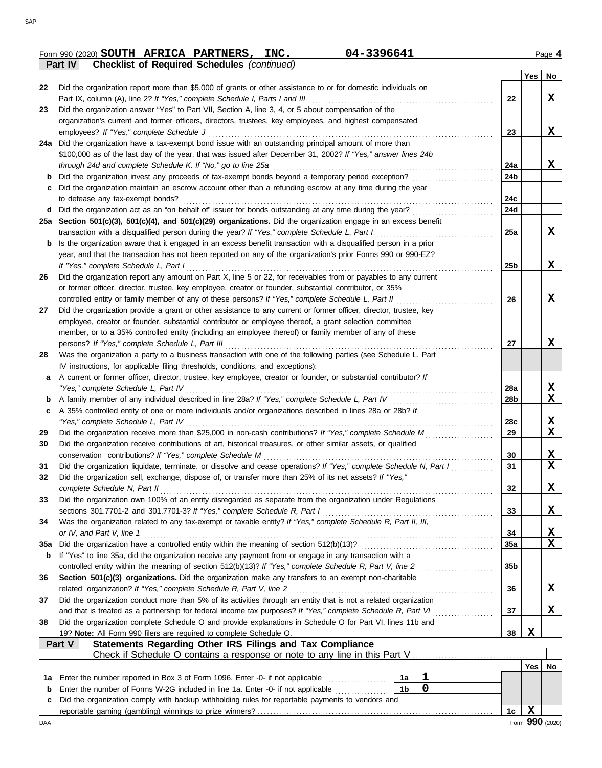Form 990 (2020) **SOUTH AFRICA PARTNERS, INC.** **04-3396641** Page 4

**Part IV Checklist of Required Schedules** *(continued)*

| | | | Yes | No |
|---|---|---|---|---|
| 22 | Did the organization report more than $5,000 of grants or other assistance to or for domestic individuals on Part IX, column (A), line 2? *If "Yes," complete Schedule I, Parts I and III* | 22 | | X |
| 23 | Did the organization answer "Yes" to Part VII, Section A, line 3, 4, or 5 about compensation of the organization's current and former officers, directors, trustees, key employees, and highest compensated employees? *If "Yes," complete Schedule J* | 23 | | X |
| 24a | Did the organization have a tax-exempt bond issue with an outstanding principal amount of more than $100,000 as of the last day of the year, that was issued after December 31, 2002? *If "Yes," answer lines 24b through 24d and complete Schedule K. If "No," go to line 25a* | 24a | | X |
| b | Did the organization invest any proceeds of tax-exempt bonds beyond a temporary period exception? | 24b | | |
| c | Did the organization maintain an escrow account other than a refunding escrow at any time during the year to defease any tax-exempt bonds? | 24c | | |
| d | Did the organization act as an "on behalf of" issuer for bonds outstanding at any time during the year? | 24d | | |
| 25a | **Section 501(c)(3), 501(c)(4), and 501(c)(29) organizations.** Did the organization engage in an excess benefit transaction with a disqualified person during the year? *If "Yes," complete Schedule L, Part I* | 25a | | X |
| b | Is the organization aware that it engaged in an excess benefit transaction with a disqualified person in a prior year, and that the transaction has not been reported on any of the organization's prior Forms 990 or 990-EZ? *If "Yes," complete Schedule L, Part I* | 25b | | X |
| 26 | Did the organization report any amount on Part X, line 5 or 22, for receivables from or payables to any current or former officer, director, trustee, key employee, creator or founder, substantial contributor, or 35% controlled entity or family member of any of these persons? *If "Yes," complete Schedule L, Part II* | 26 | | X |
| 27 | Did the organization provide a grant or other assistance to any current or former officer, director, trustee, key employee, creator or founder, substantial contributor or employee thereof, a grant selection committee member, or to a 35% controlled entity (including an employee thereof) or family member of any of these persons? *If "Yes," complete Schedule L, Part III* | 27 | | X |
| 28 | Was the organization a party to a business transaction with one of the following parties (see Schedule L, Part IV instructions, for applicable filing thresholds, conditions, and exceptions): | | | |
| a | A current or former officer, director, trustee, key employee, creator or founder, or substantial contributor? *If "Yes," complete Schedule L, Part IV* | 28a | | X |
| b | A family member of any individual described in line 28a? *If "Yes," complete Schedule L, Part IV* | 28b | | X |
| c | A 35% controlled entity of one or more individuals and/or organizations described in lines 28a or 28b? *If "Yes," complete Schedule L, Part IV* | 28c | | X |
| 29 | Did the organization receive more than $25,000 in non-cash contributions? *If "Yes," complete Schedule M* | 29 | | X |
| 30 | Did the organization receive contributions of art, historical treasures, or other similar assets, or qualified conservation contributions? *If "Yes," complete Schedule M* | 30 | | X |
| 31 | Did the organization liquidate, terminate, or dissolve and cease operations? *If "Yes," complete Schedule N, Part I* | 31 | | X |
| 32 | Did the organization sell, exchange, dispose of, or transfer more than 25% of its net assets? *If "Yes," complete Schedule N, Part II* | 32 | | X |
| 33 | Did the organization own 100% of an entity disregarded as separate from the organization under Regulations sections 301.7701-2 and 301.7701-3? *If "Yes," complete Schedule R, Part I* | 33 | | X |
| 34 | Was the organization related to any tax-exempt or taxable entity? *If "Yes," complete Schedule R, Part II, III, or IV, and Part V, line 1* | 34 | | X |
| 35a | Did the organization have a controlled entity within the meaning of section 512(b)(13)? | 35a | | X |
| b | If "Yes" to line 35a, did the organization receive any payment from or engage in any transaction with a controlled entity within the meaning of section 512(b)(13)? *If "Yes," complete Schedule R, Part V, line 2* | 35b | | |
| 36 | **Section 501(c)(3) organizations.** Did the organization make any transfers to an exempt non-charitable related organization? *If "Yes," complete Schedule R, Part V, line 2* | 36 | | X |
| 37 | Did the organization conduct more than 5% of its activities through an entity that is not a related organization and that is treated as a partnership for federal income tax purposes? *If "Yes," complete Schedule R, Part VI* | 37 | | X |
| 38 | Did the organization complete Schedule O and provide explanations in Schedule O for Part VI, lines 11b and 19? **Note:** All Form 990 filers are required to complete Schedule O. | 38 | X | |

**Part V Statements Regarding Other IRS Filings and Tax Compliance**

Check if Schedule O contains a response or note to any line in this Part V ☐

| | | | | | Yes | No |
|---|---|---|---|---|---|---|
| 1a | Enter the number reported in Box 3 of Form 1096. Enter -0- if not applicable | 1a | 1 | | | |
| b | Enter the number of Forms W-2G included in line 1a. Enter -0- if not applicable | 1b | 0 | | | |
| c | Did the organization comply with backup withholding rules for reportable payments to vendors and reportable gaming (gambling) winnings to prize winners? | | | 1c | X | |

Form **990** (2020)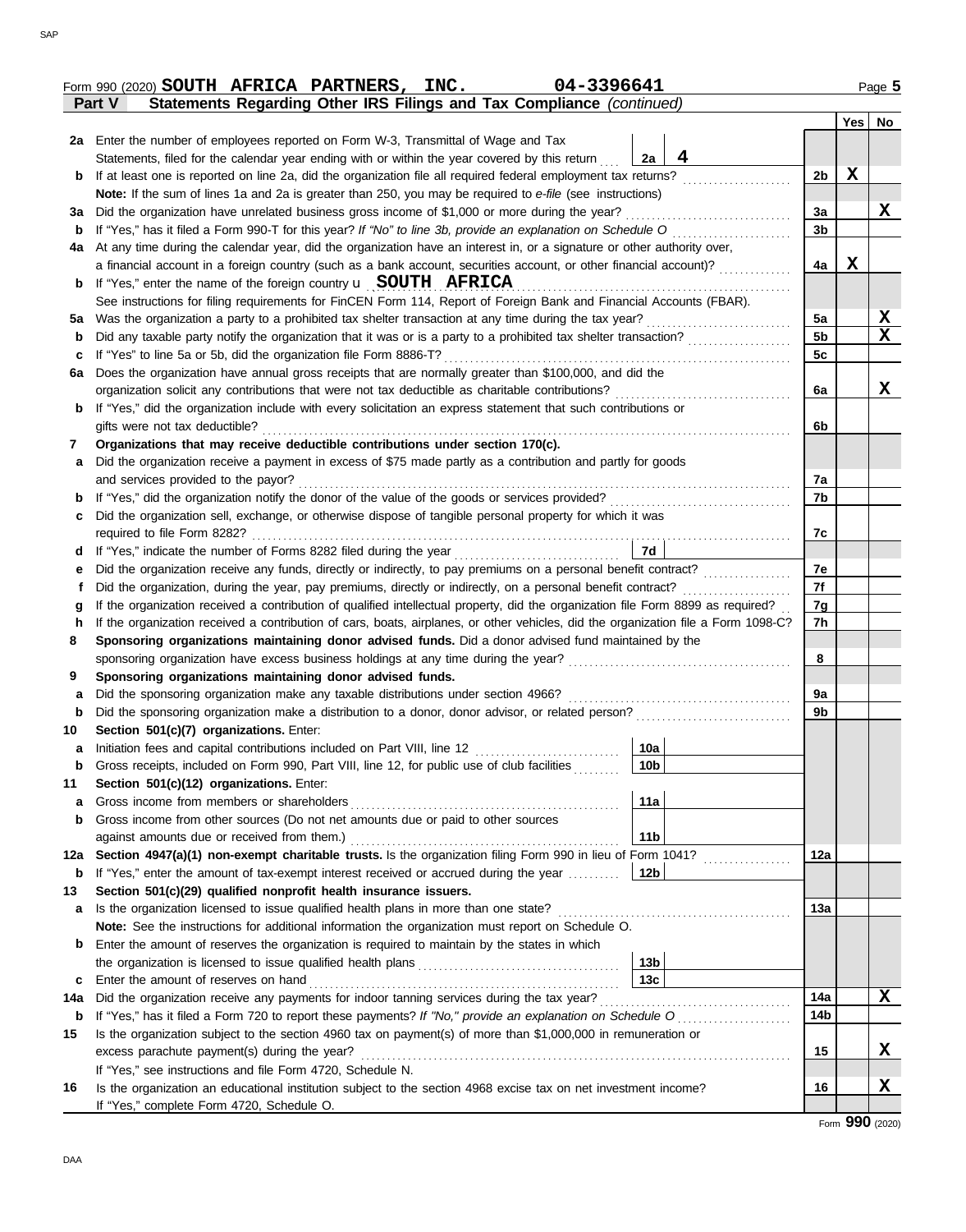Form 990 (2020) **SOUTH AFRICA PARTNERS, INC.** **04-3396641** Page **5**

**Part V Statements Regarding Other IRS Filings and Tax Compliance** *(continued)*

| | | | | | Yes | No |
|---|---|---|---|---|---|---|
| **2a** | Enter the number of employees reported on Form W-3, Transmittal of Wage and Tax Statements, filed for the calendar year ending with or within the year covered by this return | 2a | 4 | | | |
| **b** | If at least one is reported on line 2a, did the organization file all required federal employment tax returns? | | | 2b | X | |
| | **Note:** If the sum of lines 1a and 2a is greater than 250, you may be required to *e-file* (see instructions) | | | | | |
| **3a** | Did the organization have unrelated business gross income of $1,000 or more during the year? | | | 3a | | X |
| **b** | If "Yes," has it filed a Form 990-T for this year? *If "No" to line 3b, provide an explanation on Schedule O* | | | 3b | | |
| **4a** | At any time during the calendar year, did the organization have an interest in, or a signature or other authority over, a financial account in a foreign country (such as a bank account, securities account, or other financial account)? | | | 4a | X | |
| **b** | If "Yes," enter the name of the foreign country u **SOUTH AFRICA** | | | | | |
| | See instructions for filing requirements for FinCEN Form 114, Report of Foreign Bank and Financial Accounts (FBAR). | | | | | |
| **5a** | Was the organization a party to a prohibited tax shelter transaction at any time during the tax year? | | | 5a | | X |
| **b** | Did any taxable party notify the organization that it was or is a party to a prohibited tax shelter transaction? | | | 5b | | X |
| **c** | If "Yes" to line 5a or 5b, did the organization file Form 8886-T? | | | 5c | | |
| **6a** | Does the organization have annual gross receipts that are normally greater than $100,000, and did the organization solicit any contributions that were not tax deductible as charitable contributions? | | | 6a | | X |
| **b** | If "Yes," did the organization include with every solicitation an express statement that such contributions or gifts were not tax deductible? | | | 6b | | |
| **7** | **Organizations that may receive deductible contributions under section 170(c).** | | | | | |
| **a** | Did the organization receive a payment in excess of $75 made partly as a contribution and partly for goods and services provided to the payor? | | | 7a | | |
| **b** | If "Yes," did the organization notify the donor of the value of the goods or services provided? | | | 7b | | |
| **c** | Did the organization sell, exchange, or otherwise dispose of tangible personal property for which it was required to file Form 8282? | | | 7c | | |
| **d** | If "Yes," indicate the number of Forms 8282 filed during the year | 7d | | | | |
| **e** | Did the organization receive any funds, directly or indirectly, to pay premiums on a personal benefit contract? | | | 7e | | |
| **f** | Did the organization, during the year, pay premiums, directly or indirectly, on a personal benefit contract? | | | 7f | | |
| **g** | If the organization received a contribution of qualified intellectual property, did the organization file Form 8899 as required? | | | 7g | | |
| **h** | If the organization received a contribution of cars, boats, airplanes, or other vehicles, did the organization file a Form 1098-C? | | | 7h | | |
| **8** | **Sponsoring organizations maintaining donor advised funds.** Did a donor advised fund maintained by the sponsoring organization have excess business holdings at any time during the year? | | | 8 | | |
| **9** | **Sponsoring organizations maintaining donor advised funds.** | | | | | |
| **a** | Did the sponsoring organization make any taxable distributions under section 4966? | | | 9a | | |
| **b** | Did the sponsoring organization make a distribution to a donor, donor advisor, or related person? | | | 9b | | |
| **10** | **Section 501(c)(7) organizations.** Enter: | | | | | |
| **a** | Initiation fees and capital contributions included on Part VIII, line 12 | 10a | | | | |
| **b** | Gross receipts, included on Form 990, Part VIII, line 12, for public use of club facilities | 10b | | | | |
| **11** | **Section 501(c)(12) organizations.** Enter: | | | | | |
| **a** | Gross income from members or shareholders | 11a | | | | |
| **b** | Gross income from other sources (Do not net amounts due or paid to other sources against amounts due or received from them.) | 11b | | | | |
| **12a** | **Section 4947(a)(1) non-exempt charitable trusts.** Is the organization filing Form 990 in lieu of Form 1041? | | | 12a | | |
| **b** | If "Yes," enter the amount of tax-exempt interest received or accrued during the year | 12b | | | | |
| **13** | **Section 501(c)(29) qualified nonprofit health insurance issuers.** | | | | | |
| **a** | Is the organization licensed to issue qualified health plans in more than one state? | | | 13a | | |
| | **Note:** See the instructions for additional information the organization must report on Schedule O. | | | | | |
| **b** | Enter the amount of reserves the organization is required to maintain by the states in which the organization is licensed to issue qualified health plans | 13b | | | | |
| **c** | Enter the amount of reserves on hand | 13c | | | | |
| **14a** | Did the organization receive any payments for indoor tanning services during the tax year? | | | 14a | | X |
| **b** | If "Yes," has it filed a Form 720 to report these payments? *If "No," provide an explanation on Schedule O* | | | 14b | | |
| **15** | Is the organization subject to the section 4960 tax on payment(s) of more than $1,000,000 in remuneration or excess parachute payment(s) during the year? | | | 15 | | X |
| | If "Yes," see instructions and file Form 4720, Schedule N. | | | | | |
| **16** | Is the organization an educational institution subject to the section 4968 excise tax on net investment income? | | | 16 | | X |
| | If "Yes," complete Form 4720, Schedule O. | | | | | |

Form **990** (2020)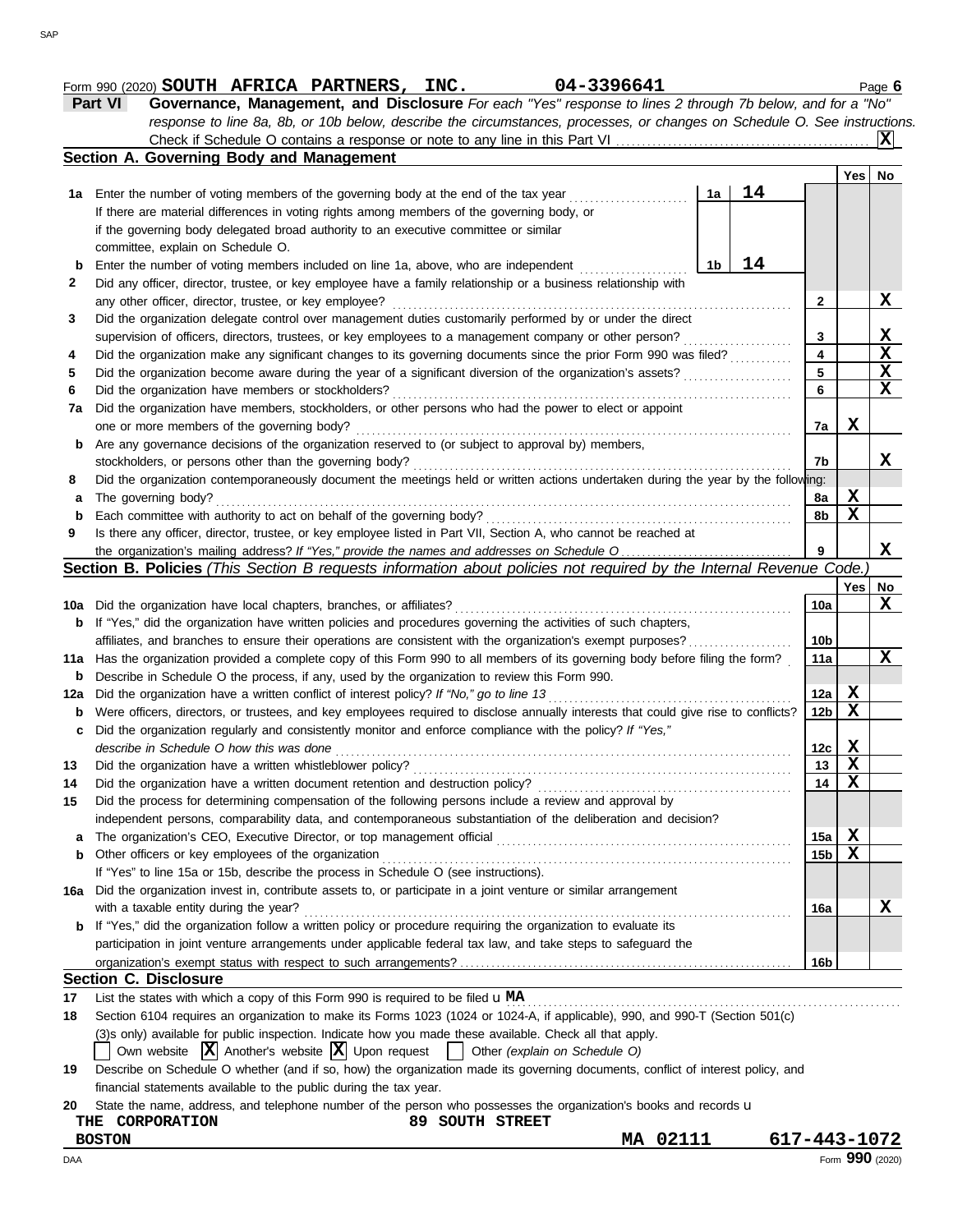Form 990 (2020) **SOUTH AFRICA PARTNERS, INC.** **04-3396641** Page **6**

## Part VI Governance, Management, and Disclosure

*For each "Yes" response to lines 2 through 7b below, and for a "No" response to line 8a, 8b, or 10b below, describe the circumstances, processes, or changes on Schedule O. See instructions.*

Check if Schedule O contains a response or note to any line in this Part VI ... **X**

### Section A. Governing Body and Management

| | | | Yes | No |
|---|---|---|---|---|
| **1a** | Enter the number of voting members of the governing body at the end of the tax year ... **1a** **14**. If there are material differences in voting rights among members of the governing body, or if the governing body delegated broad authority to an executive committee or similar committee, explain on Schedule O. | | | |
| **b** | Enter the number of voting members included on line 1a, above, who are independent ... **1b** **14** | | | |
| **2** | Did any officer, director, trustee, or key employee have a family relationship or a business relationship with any other officer, director, trustee, or key employee? | 2 | | X |
| **3** | Did the organization delegate control over management duties customarily performed by or under the direct supervision of officers, directors, trustees, or key employees to a management company or other person? | 3 | | X |
| **4** | Did the organization make any significant changes to its governing documents since the prior Form 990 was filed? | 4 | | X |
| **5** | Did the organization become aware during the year of a significant diversion of the organization's assets? | 5 | | X |
| **6** | Did the organization have members or stockholders? | 6 | | X |
| **7a** | Did the organization have members, stockholders, or other persons who had the power to elect or appoint one or more members of the governing body? | 7a | X | |
| **b** | Are any governance decisions of the organization reserved to (or subject to approval by) members, stockholders, or persons other than the governing body? | 7b | | X |
| **8** | Did the organization contemporaneously document the meetings held or written actions undertaken during the year by the following: | | | |
| **a** | The governing body? | 8a | X | |
| **b** | Each committee with authority to act on behalf of the governing body? | 8b | X | |
| **9** | Is there any officer, director, trustee, or key employee listed in Part VII, Section A, who cannot be reached at the organization's mailing address? *If "Yes," provide the names and addresses on Schedule O* | 9 | | X |

### Section B. Policies *(This Section B requests information about policies not required by the Internal Revenue Code.)*

| | | | Yes | No |
|---|---|---|---|---|
| **10a** | Did the organization have local chapters, branches, or affiliates? | 10a | | X |
| **b** | If "Yes," did the organization have written policies and procedures governing the activities of such chapters, affiliates, and branches to ensure their operations are consistent with the organization's exempt purposes? | 10b | | |
| **11a** | Has the organization provided a complete copy of this Form 990 to all members of its governing body before filing the form? | 11a | | X |
| **b** | Describe in Schedule O the process, if any, used by the organization to review this Form 990. | | | |
| **12a** | Did the organization have a written conflict of interest policy? *If "No," go to line 13* | 12a | X | |
| **b** | Were officers, directors, or trustees, and key employees required to disclose annually interests that could give rise to conflicts? | 12b | X | |
| **c** | Did the organization regularly and consistently monitor and enforce compliance with the policy? *If "Yes," describe in Schedule O how this was done* | 12c | X | |
| **13** | Did the organization have a written whistleblower policy? | 13 | X | |
| **14** | Did the organization have a written document retention and destruction policy? | 14 | X | |
| **15** | Did the process for determining compensation of the following persons include a review and approval by independent persons, comparability data, and contemporaneous substantiation of the deliberation and decision? | | | |
| **a** | The organization's CEO, Executive Director, or top management official | 15a | X | |
| **b** | Other officers or key employees of the organization | 15b | X | |
| | If "Yes" to line 15a or 15b, describe the process in Schedule O (see instructions). | | | |
| **16a** | Did the organization invest in, contribute assets to, or participate in a joint venture or similar arrangement with a taxable entity during the year? | 16a | | X |
| **b** | If "Yes," did the organization follow a written policy or procedure requiring the organization to evaluate its participation in joint venture arrangements under applicable federal tax law, and take steps to safeguard the organization's exempt status with respect to such arrangements? | 16b | | |

### Section C. Disclosure

**17** List the states with which a copy of this Form 990 is required to be filed u **MA**

**18** Section 6104 requires an organization to make its Forms 1023 (1024 or 1024-A, if applicable), 990, and 990-T (Section 501(c)(3)s only) available for public inspection. Indicate how you made these available. Check all that apply.

☐ Own website **☒** Another's website **☒** Upon request ☐ Other *(explain on Schedule O)*

**19** Describe on Schedule O whether (and if so, how) the organization made its governing documents, conflict of interest policy, and financial statements available to the public during the tax year.

**20** State the name, address, and telephone number of the person who possesses the organization's books and records u

**THE CORPORATION** **89 SOUTH STREET**
**BOSTON** **MA 02111** **617-443-1072**

DAA Form **990** (2020)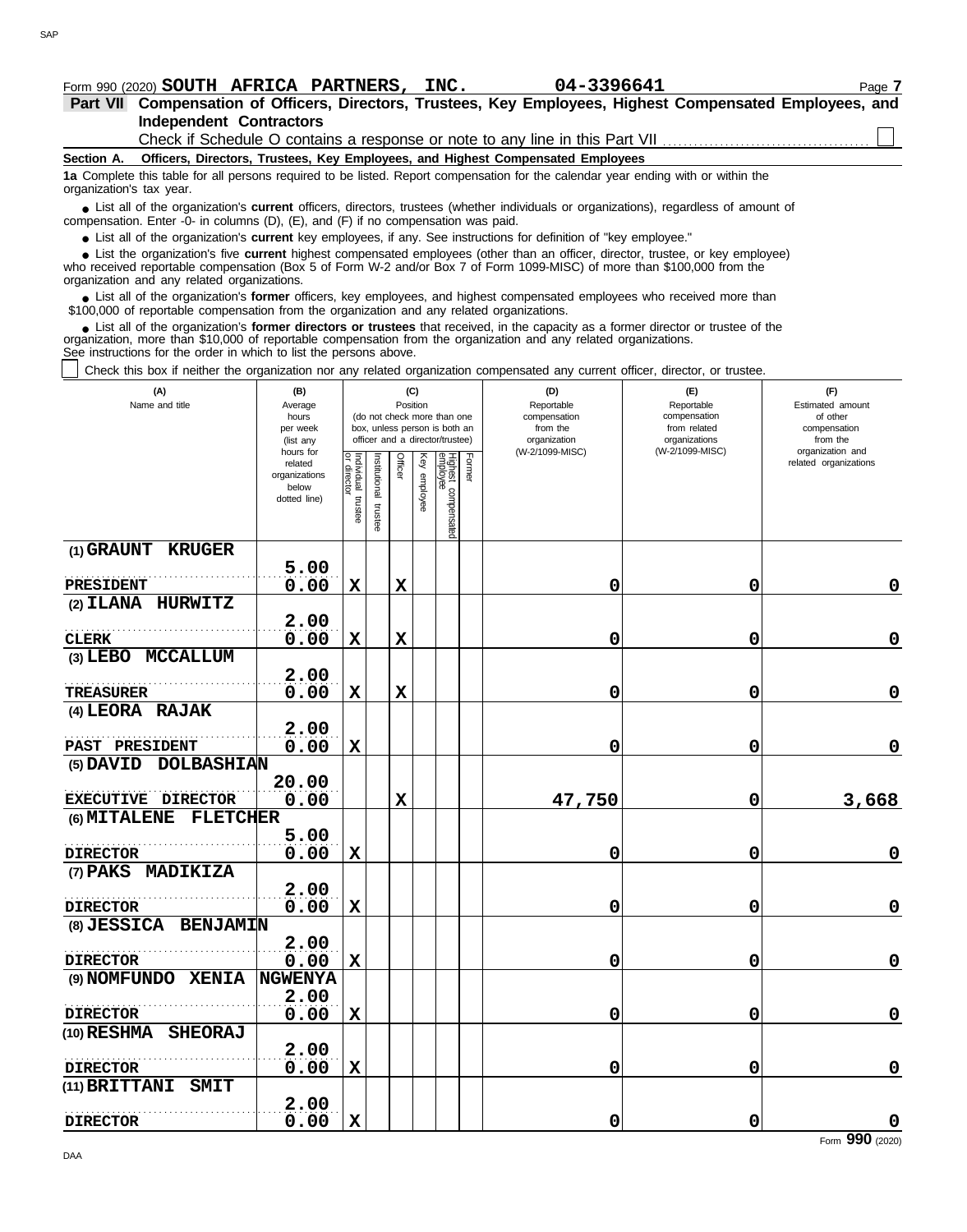Form 990 (2020) **SOUTH AFRICA PARTNERS, INC.** **04-3396641** Page **7**

## Part VII Compensation of Officers, Directors, Trustees, Key Employees, Highest Compensated Employees, and Independent Contractors

Check if Schedule O contains a response or note to any line in this Part VII ☐

**Section A. Officers, Directors, Trustees, Key Employees, and Highest Compensated Employees**

**1a** Complete this table for all persons required to be listed. Report compensation for the calendar year ending with or within the organization's tax year.

- List all of the organization's **current** officers, directors, trustees (whether individuals or organizations), regardless of amount of compensation. Enter -0- in columns (D), (E), and (F) if no compensation was paid.
- List all of the organization's **current** key employees, if any. See instructions for definition of "key employee."
- List the organization's five **current** highest compensated employees (other than an officer, director, trustee, or key employee) who received reportable compensation (Box 5 of Form W-2 and/or Box 7 of Form 1099-MISC) of more than $100,000 from the organization and any related organizations.
- List all of the organization's **former** officers, key employees, and highest compensated employees who received more than $100,000 of reportable compensation from the organization and any related organizations.
- List all of the organization's **former directors or trustees** that received, in the capacity as a former director or trustee of the organization, more than $10,000 of reportable compensation from the organization and any related organizations.

See instructions for the order in which to list the persons above.

☐ Check this box if neither the organization nor any related organization compensated any current officer, director, or trustee.

| (A) Name and title | (B) Average hours per week (list any hours for related organizations below dotted line) | (C) Position (do not check more than one box, unless person is both an officer and a director/trustee) | | | | | | (D) Reportable compensation from the organization (W-2/1099-MISC) | (E) Reportable compensation from related organizations (W-2/1099-MISC) | (F) Estimated amount of other compensation from the organization and related organizations |
|---|---|---|---|---|---|---|---|---|---|---|
| | | Individual trustee or director | Institutional trustee | Officer | Key employee | Highest compensated employee | Former | | | |
| (1) GRAUNT KRUGER<br>PRESIDENT | 5.00<br>0.00 | X | | X | | | | 0 | 0 | 0 |
| (2) ILANA HURWITZ<br>CLERK | 2.00<br>0.00 | X | | X | | | | 0 | 0 | 0 |
| (3) LEBO MCCALLUM<br>TREASURER | 2.00<br>0.00 | X | | X | | | | 0 | 0 | 0 |
| (4) LEORA RAJAK<br>PAST PRESIDENT | 2.00<br>0.00 | X | | | | | | 0 | 0 | 0 |
| (5) DAVID DOLBASHIAN<br>EXECUTIVE DIRECTOR | 20.00<br>0.00 | | | X | | | | 47,750 | 0 | 3,668 |
| (6) MITALENE FLETCHER<br>DIRECTOR | 5.00<br>0.00 | X | | | | | | 0 | 0 | 0 |
| (7) PAKS MADIKIZA<br>DIRECTOR | 2.00<br>0.00 | X | | | | | | 0 | 0 | 0 |
| (8) JESSICA BENJAMIN<br>DIRECTOR | 2.00<br>0.00 | X | | | | | | 0 | 0 | 0 |
| (9) NOMFUNDO XENIA NGWENYA<br>DIRECTOR | 2.00<br>0.00 | X | | | | | | 0 | 0 | 0 |
| (10) RESHMA SHEORAJ<br>DIRECTOR | 2.00<br>0.00 | X | | | | | | 0 | 0 | 0 |
| (11) BRITTANI SMIT<br>DIRECTOR | 2.00<br>0.00 | X | | | | | | 0 | 0 | 0 |

Form **990** (2020)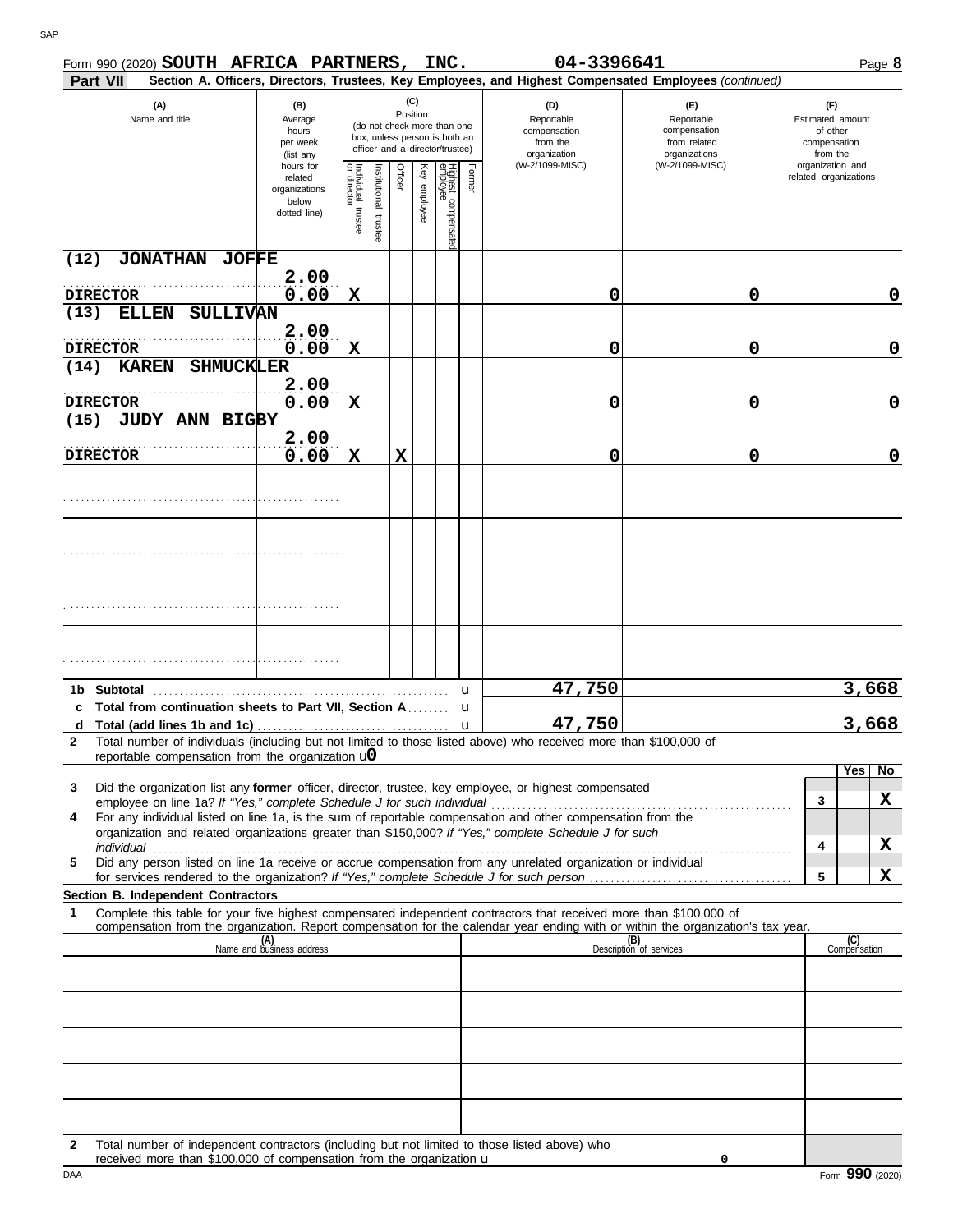Form 990 (2020) **SOUTH AFRICA PARTNERS, INC.** **04-3396641** Page **8**

**Part VII** **Section A. Officers, Directors, Trustees, Key Employees, and Highest Compensated Employees** *(continued)*

| (A) Name and title | (B) Average hours per week (list any hours for related organizations below dotted line) | (C) Position: Individual trustee or director | Institutional trustee | Officer | Key employee | Highest compensated employee | Former | (D) Reportable compensation from the organization (W-2/1099-MISC) | (E) Reportable compensation from related organizations (W-2/1099-MISC) | (F) Estimated amount of other compensation from the organization and related organizations |
|---|---|---|---|---|---|---|---|---|---|---|
| (12) JONATHAN JOFFE<br>DIRECTOR | 2.00<br>0.00 | X | | | | | | 0 | 0 | 0 |
| (13) ELLEN SULLIVAN<br>DIRECTOR | 2.00<br>0.00 | X | | | | | | 0 | 0 | 0 |
| (14) KAREN SHMUCKLER<br>DIRECTOR | 2.00<br>0.00 | X | | | | | | 0 | 0 | 0 |
| (15) JUDY ANN BIGBY<br>DIRECTOR | 2.00<br>0.00 | X | | X | | | | 0 | 0 | 0 |
| | | | | | | | | | | |
| | | | | | | | | | | |
| | | | | | | | | | | |
| | | | | | | | | | | |
| **1b Subtotal** | | | | | | | | 47,750 | | 3,668 |
| **c Total from continuation sheets to Part VII, Section A** | | | | | | | | | | |
| **d Total (add lines 1b and 1c)** | | | | | | | | 47,750 | | 3,668 |

**2** Total number of individuals (including but not limited to those listed above) who received more than $100,000 of reportable compensation from the organization u 0

| | | | Yes | No |
|---|---|---|---|---|
| **3** | Did the organization list any **former** officer, director, trustee, key employee, or highest compensated employee on line 1a? *If "Yes," complete Schedule J for such individual* | 3 | | X |
| **4** | For any individual listed on line 1a, is the sum of reportable compensation and other compensation from the organization and related organizations greater than $150,000? *If "Yes," complete Schedule J for such individual* | 4 | | X |
| **5** | Did any person listed on line 1a receive or accrue compensation from any unrelated organization or individual for services rendered to the organization? *If "Yes," complete Schedule J for such person* | 5 | | X |

**Section B. Independent Contractors**

**1** Complete this table for your five highest compensated independent contractors that received more than $100,000 of compensation from the organization. Report compensation for the calendar year ending with or within the organization's tax year.

| (A) Name and business address | (B) Description of services | (C) Compensation |
|---|---|---|
| | | |
| | | |
| | | |
| | | |
| | | |

**2** Total number of independent contractors (including but not limited to those listed above) who received more than $100,000 of compensation from the organization u 0

Form **990** (2020)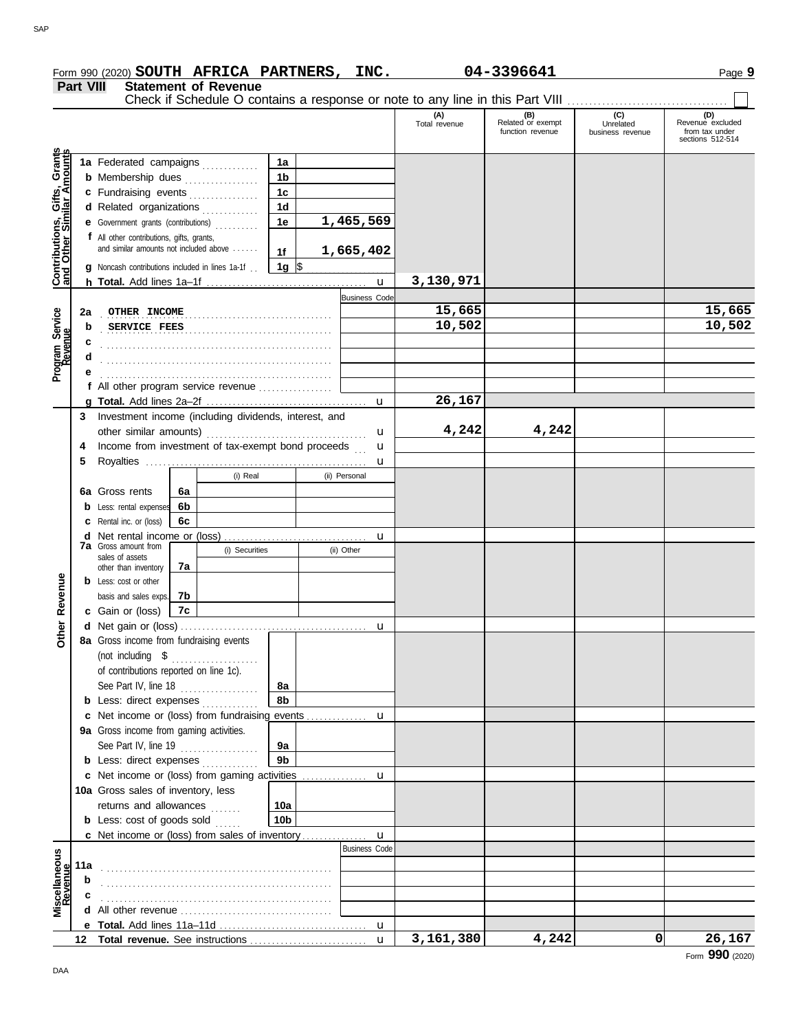Form 990 (2020) **SOUTH AFRICA PARTNERS, INC.** **04-3396641** Page **9**

## Part VIII Statement of Revenue

Check if Schedule O contains a response or note to any line in this Part VIII ☐

| | | | (A) Total revenue | (B) Related or exempt function revenue | (C) Unrelated business revenue | (D) Revenue excluded from tax under sections 512-514 |
|---|---|---|---|---|---|---|
| **Contributions, Gifts, Grants and Other Similar Amounts** | 1a Federated campaigns | 1a | | | | |
| | b Membership dues | 1b | | | | |
| | c Fundraising events | 1c | | | | |
| | d Related organizations | 1d | | | | |
| | e Government grants (contributions) | 1e 1,465,569 | | | | |
| | f All other contributions, gifts, grants, and similar amounts not included above | 1f 1,665,402 | | | | |
| | g Noncash contributions included in lines 1a-1f | 1g $ | | | | |
| | h **Total.** Add lines 1a–1f | | 3,130,971 | | | |
| **Program Service Revenue** | | Business Code | | | | |
| | 2a OTHER INCOME | | 15,665 | | | 15,665 |
| | b SERVICE FEES | | 10,502 | | | 10,502 |
| | c | | | | | |
| | d | | | | | |
| | e | | | | | |
| | f All other program service revenue | | | | | |
| | g **Total.** Add lines 2a–2f | | 26,167 | | | |
| **Other Revenue** | 3 Investment income (including dividends, interest, and other similar amounts) | | 4,242 | 4,242 | | |
| | 4 Income from investment of tax-exempt bond proceeds | | | | | |
| | 5 Royalties | | | | | |
| | 6a Gross rents — 6a (i) Real / (ii) Personal | | | | | |
| | b Less: rental expenses — 6b | | | | | |
| | c Rental inc. or (loss) — 6c | | | | | |
| | d Net rental income or (loss) | | | | | |
| | 7a Gross amount from sales of assets other than inventory — 7a (i) Securities / (ii) Other | | | | | |
| | b Less: cost or other basis and sales exps. — 7b | | | | | |
| | c Gain or (loss) — 7c | | | | | |
| | d Net gain or (loss) | | | | | |
| | 8a Gross income from fundraising events (not including $ of contributions reported on line 1c). See Part IV, line 18 | 8a | | | | |
| | b Less: direct expenses | 8b | | | | |
| | c Net income or (loss) from fundraising events | | | | | |
| | 9a Gross income from gaming activities. See Part IV, line 19 | 9a | | | | |
| | b Less: direct expenses | 9b | | | | |
| | c Net income or (loss) from gaming activities | | | | | |
| | 10a Gross sales of inventory, less returns and allowances | 10a | | | | |
| | b Less: cost of goods sold | 10b | | | | |
| | c Net income or (loss) from sales of inventory | | | | | |
| **Miscellaneous Revenue** | | Business Code | | | | |
| | 11a | | | | | |
| | b | | | | | |
| | c | | | | | |
| | d All other revenue | | | | | |
| | e **Total.** Add lines 11a–11d | | | | | |
| | 12 **Total revenue.** See instructions | | 3,161,380 | 4,242 | 0 | 26,167 |

Form **990** (2020)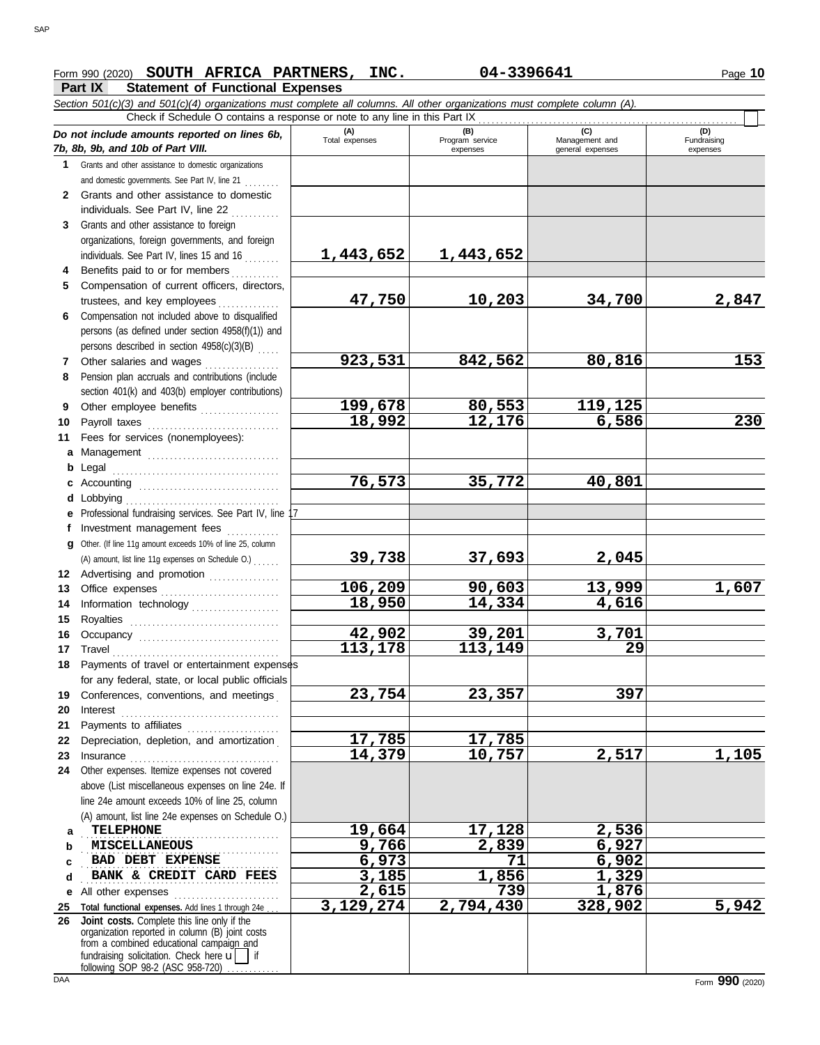Form 990 (2020) **SOUTH AFRICA PARTNERS, INC.** **04-3396641** Page **10**

## Part IX Statement of Functional Expenses

*Section 501(c)(3) and 501(c)(4) organizations must complete all columns. All other organizations must complete column (A).*

Check if Schedule O contains a response or note to any line in this Part IX . . . . . . . . . . . . . . . . . . . . . . . . . . . . . . . . . . . . . . . . . . . . . . . . . . . . . . . . . . ☐

| *Do not include amounts reported on lines 6b, 7b, 8b, 9b, and 10b of Part VIII.* | (A) Total expenses | (B) Program service expenses | (C) Management and general expenses | (D) Fundraising expenses |
|---|---|---|---|---|
| **1** Grants and other assistance to domestic organizations and domestic governments. See Part IV, line 21 | | | | |
| **2** Grants and other assistance to domestic individuals. See Part IV, line 22 | | | | |
| **3** Grants and other assistance to foreign organizations, foreign governments, and foreign individuals. See Part IV, lines 15 and 16 | 1,443,652 | 1,443,652 | | |
| **4** Benefits paid to or for members | | | | |
| **5** Compensation of current officers, directors, trustees, and key employees | 47,750 | 10,203 | 34,700 | 2,847 |
| **6** Compensation not included above to disqualified persons (as defined under section 4958(f)(1)) and persons described in section 4958(c)(3)(B) | | | | |
| **7** Other salaries and wages | 923,531 | 842,562 | 80,816 | 153 |
| **8** Pension plan accruals and contributions (include section 401(k) and 403(b) employer contributions) | | | | |
| **9** Other employee benefits | 199,678 | 80,553 | 119,125 | |
| **10** Payroll taxes | 18,992 | 12,176 | 6,586 | 230 |
| **11** Fees for services (nonemployees): | | | | |
| **a** Management | | | | |
| **b** Legal | | | | |
| **c** Accounting | 76,573 | 35,772 | 40,801 | |
| **d** Lobbying | | | | |
| **e** Professional fundraising services. See Part IV, line 17 | | | | |
| **f** Investment management fees | | | | |
| **g** Other. (If line 11g amount exceeds 10% of line 25, column (A) amount, list line 11g expenses on Schedule O.) | 39,738 | 37,693 | 2,045 | |
| **12** Advertising and promotion | | | | |
| **13** Office expenses | 106,209 | 90,603 | 13,999 | 1,607 |
| **14** Information technology | 18,950 | 14,334 | 4,616 | |
| **15** Royalties | | | | |
| **16** Occupancy | 42,902 | 39,201 | 3,701 | |
| **17** Travel | 113,178 | 113,149 | 29 | |
| **18** Payments of travel or entertainment expenses for any federal, state, or local public officials | | | | |
| **19** Conferences, conventions, and meetings | 23,754 | 23,357 | 397 | |
| **20** Interest | | | | |
| **21** Payments to affiliates | | | | |
| **22** Depreciation, depletion, and amortization | 17,785 | 17,785 | | |
| **23** Insurance | 14,379 | 10,757 | 2,517 | 1,105 |
| **24** Other expenses. Itemize expenses not covered above (List miscellaneous expenses on line 24e. If line 24e amount exceeds 10% of line 25, column (A) amount, list line 24e expenses on Schedule O.) | | | | |
| **a** TELEPHONE | 19,664 | 17,128 | 2,536 | |
| **b** MISCELLANEOUS | 9,766 | 2,839 | 6,927 | |
| **c** BAD DEBT EXPENSE | 6,973 | 71 | 6,902 | |
| **d** BANK & CREDIT CARD FEES | 3,185 | 1,856 | 1,329 | |
| **e** All other expenses | 2,615 | 739 | 1,876 | |
| **25 Total functional expenses.** Add lines 1 through 24e | 3,129,274 | 2,794,430 | 328,902 | 5,942 |
| **26 Joint costs.** Complete this line only if the organization reported in column (B) joint costs from a combined educational campaign and fundraising solicitation. Check here ☐ if following SOP 98-2 (ASC 958-720) | | | | |

Form **990** (2020)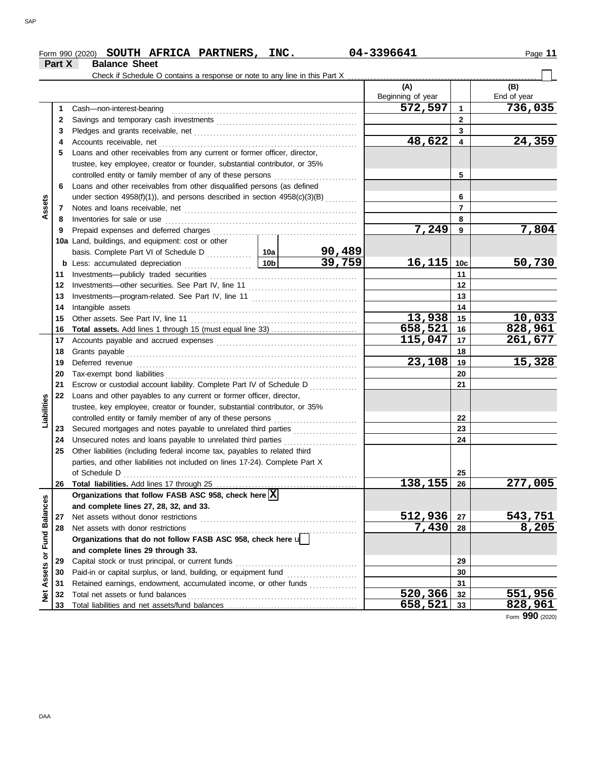Form 990 (2020) **SOUTH AFRICA PARTNERS, INC.** 04-3396641

**Part X Balance Sheet**

Check if Schedule O contains a response or note to any line in this Part X ☐

| Section | Line | Description | | | (A) Beginning of year | Line | (B) End of year |
|---|---|---|---|---|---|---|---|
| Assets | 1 | Cash—non-interest-bearing | | | 572,597 | 1 | 736,035 |
| | 2 | Savings and temporary cash investments | | | | 2 | |
| | 3 | Pledges and grants receivable, net | | | | 3 | |
| | 4 | Accounts receivable, net | | | 48,622 | 4 | 24,359 |
| | 5 | Loans and other receivables from any current or former officer, director, trustee, key employee, creator or founder, substantial contributor, or 35% controlled entity or family member of any of these persons | | | | 5 | |
| | 6 | Loans and other receivables from other disqualified persons (as defined under section 4958(f)(1)), and persons described in section 4958(c)(3)(B) | | | | 6 | |
| | 7 | Notes and loans receivable, net | | | | 7 | |
| | 8 | Inventories for sale or use | | | | 8 | |
| | 9 | Prepaid expenses and deferred charges | | | 7,249 | 9 | 7,804 |
| | 10a | Land, buildings, and equipment: cost or other basis. Complete Part VI of Schedule D | 10a | 90,489 | | | |
| | b | Less: accumulated depreciation | 10b | 39,759 | 16,115 | 10c | 50,730 |
| | 11 | Investments—publicly traded securities | | | | 11 | |
| | 12 | Investments—other securities. See Part IV, line 11 | | | | 12 | |
| | 13 | Investments—program-related. See Part IV, line 11 | | | | 13 | |
| | 14 | Intangible assets | | | | 14 | |
| | 15 | Other assets. See Part IV, line 11 | | | 13,938 | 15 | 10,033 |
| | 16 | **Total assets.** Add lines 1 through 15 (must equal line 33) | | | 658,521 | 16 | 828,961 |
| Liabilities | 17 | Accounts payable and accrued expenses | | | 115,047 | 17 | 261,677 |
| | 18 | Grants payable | | | | 18 | |
| | 19 | Deferred revenue | | | 23,108 | 19 | 15,328 |
| | 20 | Tax-exempt bond liabilities | | | | 20 | |
| | 21 | Escrow or custodial account liability. Complete Part IV of Schedule D | | | | 21 | |
| | 22 | Loans and other payables to any current or former officer, director, trustee, key employee, creator or founder, substantial contributor, or 35% controlled entity or family member of any of these persons | | | | 22 | |
| | 23 | Secured mortgages and notes payable to unrelated third parties | | | | 23 | |
| | 24 | Unsecured notes and loans payable to unrelated third parties | | | | 24 | |
| | 25 | Other liabilities (including federal income tax, payables to related third parties, and other liabilities not included on lines 17-24). Complete Part X of Schedule D | | | | 25 | |
| | 26 | **Total liabilities.** Add lines 17 through 25 | | | 138,155 | 26 | 277,005 |
| Net Assets or Fund Balances | | **Organizations that follow FASB ASC 958, check here** ☒ **and complete lines 27, 28, 32, and 33.** | | | | | |
| | 27 | Net assets without donor restrictions | | | 512,936 | 27 | 543,751 |
| | 28 | Net assets with donor restrictions | | | 7,430 | 28 | 8,205 |
| | | **Organizations that do not follow FASB ASC 958, check here** ☐ **and complete lines 29 through 33.** | | | | | |
| | 29 | Capital stock or trust principal, or current funds | | | | 29 | |
| | 30 | Paid-in or capital surplus, or land, building, or equipment fund | | | | 30 | |
| | 31 | Retained earnings, endowment, accumulated income, or other funds | | | | 31 | |
| | 32 | Total net assets or fund balances | | | 520,366 | 32 | 551,956 |
| | 33 | Total liabilities and net assets/fund balances | | | 658,521 | 33 | 828,961 |

Form **990** (2020)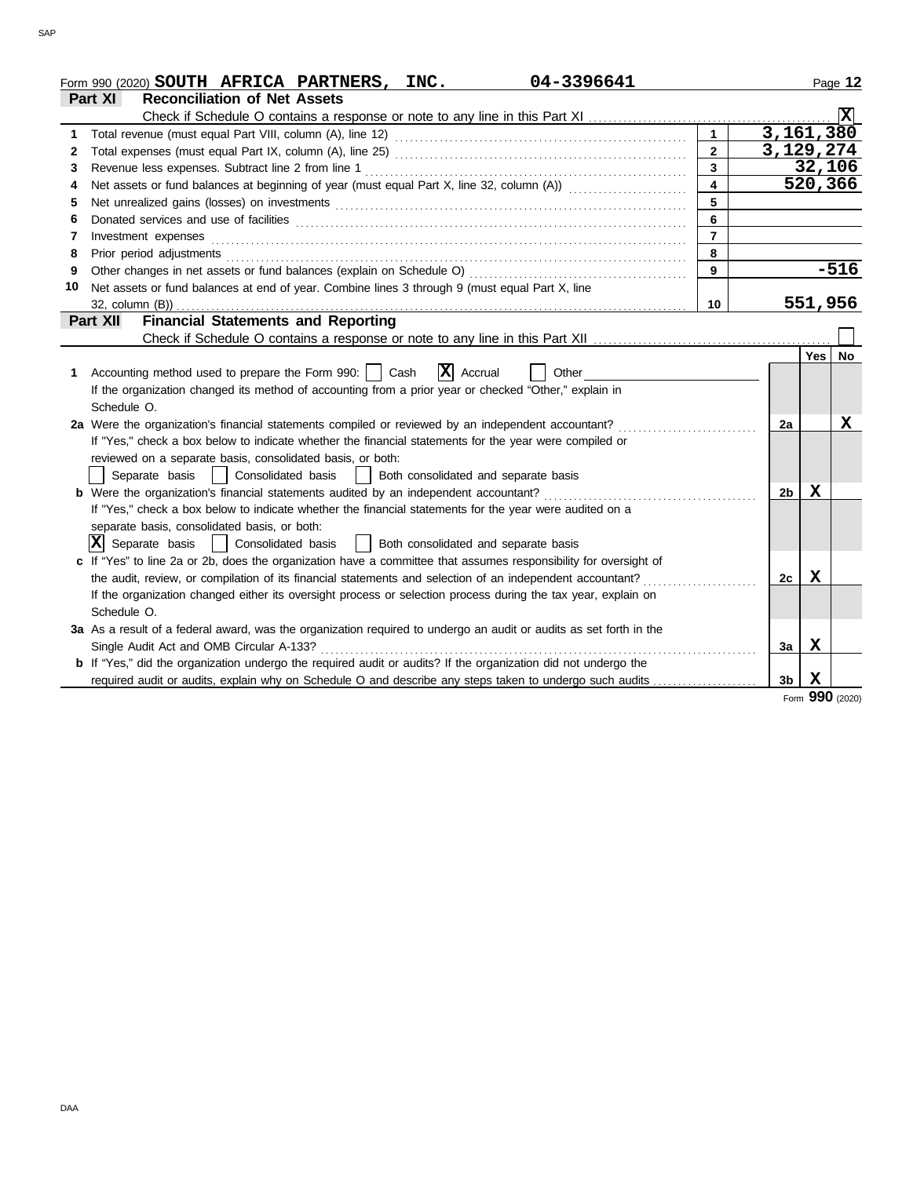Form 990 (2020) **SOUTH AFRICA PARTNERS, INC.** **04-3396641** Page **12**

## Part XI Reconciliation of Net Assets

Check if Schedule O contains a response or note to any line in this Part XI .......... **X**

| | | | |
|---|---|---|---|
| 1 | Total revenue (must equal Part VIII, column (A), line 12) | 1 | 3,161,380 |
| 2 | Total expenses (must equal Part IX, column (A), line 25) | 2 | 3,129,274 |
| 3 | Revenue less expenses. Subtract line 2 from line 1 | 3 | 32,106 |
| 4 | Net assets or fund balances at beginning of year (must equal Part X, line 32, column (A)) | 4 | 520,366 |
| 5 | Net unrealized gains (losses) on investments | 5 | |
| 6 | Donated services and use of facilities | 6 | |
| 7 | Investment expenses | 7 | |
| 8 | Prior period adjustments | 8 | |
| 9 | Other changes in net assets or fund balances (explain on Schedule O) | 9 | -516 |
| 10 | Net assets or fund balances at end of year. Combine lines 3 through 9 (must equal Part X, line 32, column (B)) | 10 | 551,956 |

## Part XII Financial Statements and Reporting

Check if Schedule O contains a response or note to any line in this Part XII .......... ☐

| | | | Yes | No |
|---|---|---|---|---|
| **1** | Accounting method used to prepare the Form 990: ☐ Cash **☒ Accrual** ☐ Other<br>If the organization changed its method of accounting from a prior year or checked "Other," explain in Schedule O. | | | |
| **2a** | Were the organization's financial statements compiled or reviewed by an independent accountant?<br>If "Yes," check a box below to indicate whether the financial statements for the year were compiled or reviewed on a separate basis, consolidated basis, or both:<br>☐ Separate basis ☐ Consolidated basis ☐ Both consolidated and separate basis | 2a | | X |
| **b** | Were the organization's financial statements audited by an independent accountant?<br>If "Yes," check a box below to indicate whether the financial statements for the year were audited on a separate basis, consolidated basis, or both:<br>**☒ Separate basis** ☐ Consolidated basis ☐ Both consolidated and separate basis | 2b | X | |
| **c** | If "Yes" to line 2a or 2b, does the organization have a committee that assumes responsibility for oversight of the audit, review, or compilation of its financial statements and selection of an independent accountant?<br>If the organization changed either its oversight process or selection process during the tax year, explain on Schedule O. | 2c | X | |
| **3a** | As a result of a federal award, was the organization required to undergo an audit or audits as set forth in the Single Audit Act and OMB Circular A-133? | 3a | X | |
| **b** | If "Yes," did the organization undergo the required audit or audits? If the organization did not undergo the required audit or audits, explain why on Schedule O and describe any steps taken to undergo such audits | 3b | X | |

Form **990** (2020)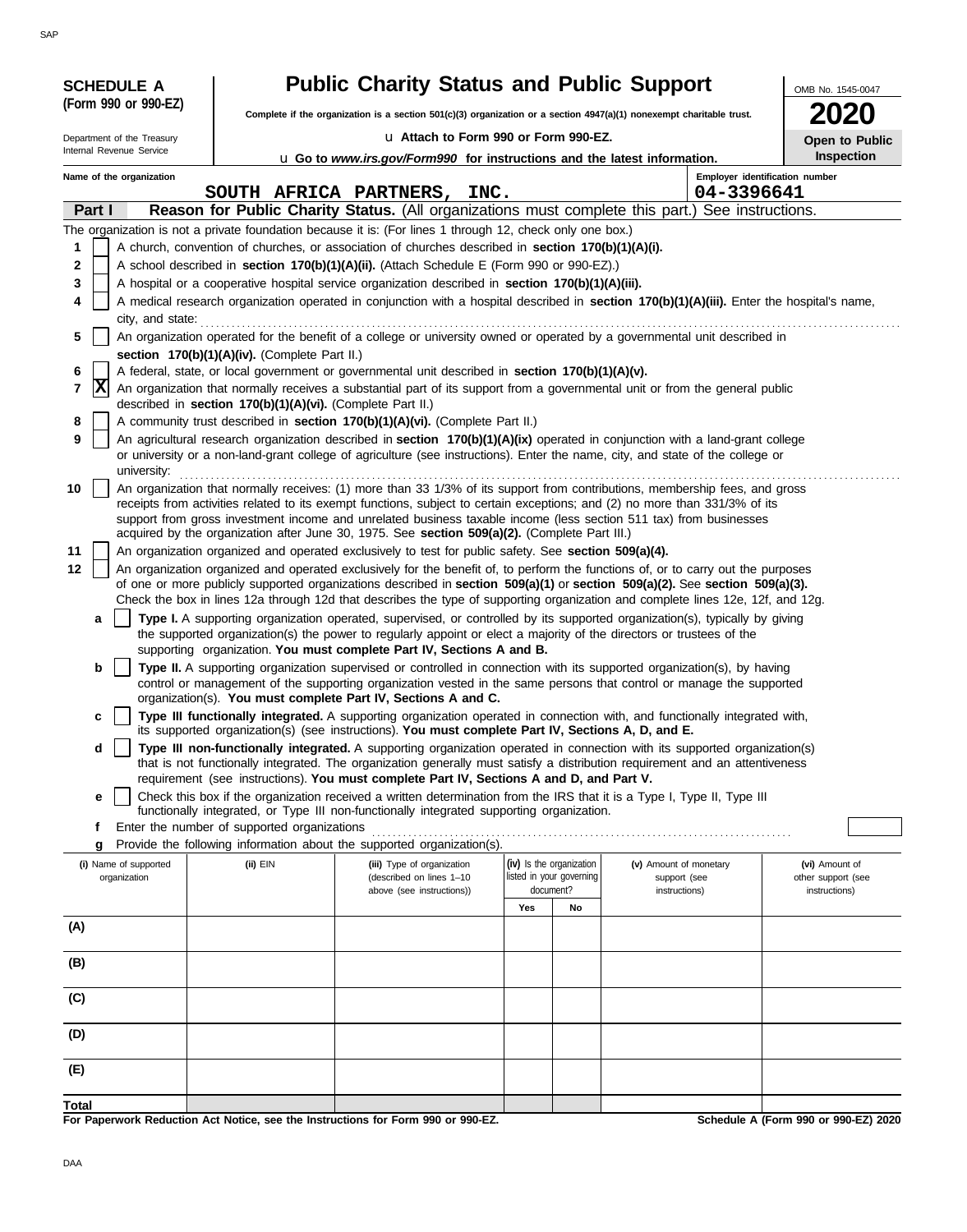**SCHEDULE A (Form 990 or 990-EZ)**

Department of the Treasury
Internal Revenue Service

# Public Charity Status and Public Support

**Complete if the organization is a section 501(c)(3) organization or a section 4947(a)(1) nonexempt charitable trust.**

u **Attach to Form 990 or Form 990-EZ.**

u **Go to *www.irs.gov/Form990* for instructions and the latest information.**

OMB No. 1545-0047

**2020**

**Open to Public Inspection**

Name of the organization: SOUTH AFRICA PARTNERS, INC.

Employer identification number: 04-3396641

## Part I — Reason for Public Charity Status. (All organizations must complete this part.) See instructions.

The organization is not a private foundation because it is: (For lines 1 through 12, check only one box.)

1. [ ] A church, convention of churches, or association of churches described in **section 170(b)(1)(A)(i).**
2. [ ] A school described in **section 170(b)(1)(A)(ii).** (Attach Schedule E (Form 990 or 990-EZ).)
3. [ ] A hospital or a cooperative hospital service organization described in **section 170(b)(1)(A)(iii).**
4. [ ] A medical research organization operated in conjunction with a hospital described in **section 170(b)(1)(A)(iii).** Enter the hospital's name, city, and state:
5. [ ] An organization operated for the benefit of a college or university owned or operated by a governmental unit described in **section 170(b)(1)(A)(iv).** (Complete Part II.)
6. [ ] A federal, state, or local government or governmental unit described in **section 170(b)(1)(A)(v).**
7. [X] An organization that normally receives a substantial part of its support from a governmental unit or from the general public described in **section 170(b)(1)(A)(vi).** (Complete Part II.)
8. [ ] A community trust described in **section 170(b)(1)(A)(vi).** (Complete Part II.)
9. [ ] An agricultural research organization described in **section 170(b)(1)(A)(ix)** operated in conjunction with a land-grant college or university or a non-land-grant college of agriculture (see instructions). Enter the name, city, and state of the college or university:
10. [ ] An organization that normally receives: (1) more than 33 1/3% of its support from contributions, membership fees, and gross receipts from activities related to its exempt functions, subject to certain exceptions; and (2) no more than 331/3% of its support from gross investment income and unrelated business taxable income (less section 511 tax) from businesses acquired by the organization after June 30, 1975. See **section 509(a)(2).** (Complete Part III.)
11. [ ] An organization organized and operated exclusively to test for public safety. See **section 509(a)(4).**
12. [ ] An organization organized and operated exclusively for the benefit of, to perform the functions of, or to carry out the purposes of one or more publicly supported organizations described in **section 509(a)(1)** or **section 509(a)(2).** See **section 509(a)(3).** Check the box in lines 12a through 12d that describes the type of supporting organization and complete lines 12e, 12f, and 12g.
   - **a** [ ] **Type I.** A supporting organization operated, supervised, or controlled by its supported organization(s), typically by giving the supported organization(s) the power to regularly appoint or elect a majority of the directors or trustees of the supporting organization. **You must complete Part IV, Sections A and B.**
   - **b** [ ] **Type II.** A supporting organization supervised or controlled in connection with its supported organization(s), by having control or management of the supporting organization vested in the same persons that control or manage the supported organization(s). **You must complete Part IV, Sections A and C.**
   - **c** [ ] **Type III functionally integrated.** A supporting organization operated in connection with, and functionally integrated with, its supported organization(s) (see instructions). **You must complete Part IV, Sections A, D, and E.**
   - **d** [ ] **Type III non-functionally integrated.** A supporting organization operated in connection with its supported organization(s) that is not functionally integrated. The organization generally must satisfy a distribution requirement and an attentiveness requirement (see instructions). **You must complete Part IV, Sections A and D, and Part V.**
   - **e** [ ] Check this box if the organization received a written determination from the IRS that it is a Type I, Type II, Type III functionally integrated, or Type III non-functionally integrated supporting organization.
   - **f** Enter the number of supported organizations
   - **g** Provide the following information about the supported organization(s).

| (i) Name of supported organization | (ii) EIN | (iii) Type of organization (described on lines 1–10 above (see instructions)) | (iv) Is the organization listed in your governing document? Yes | No | (v) Amount of monetary support (see instructions) | (vi) Amount of other support (see instructions) |
|---|---|---|---|---|---|---|
| (A) | | | | | | |
| (B) | | | | | | |
| (C) | | | | | | |
| (D) | | | | | | |
| (E) | | | | | | |
| **Total** | | | | | | |

**For Paperwork Reduction Act Notice, see the Instructions for Form 990 or 990-EZ.** **Schedule A (Form 990 or 990-EZ) 2020**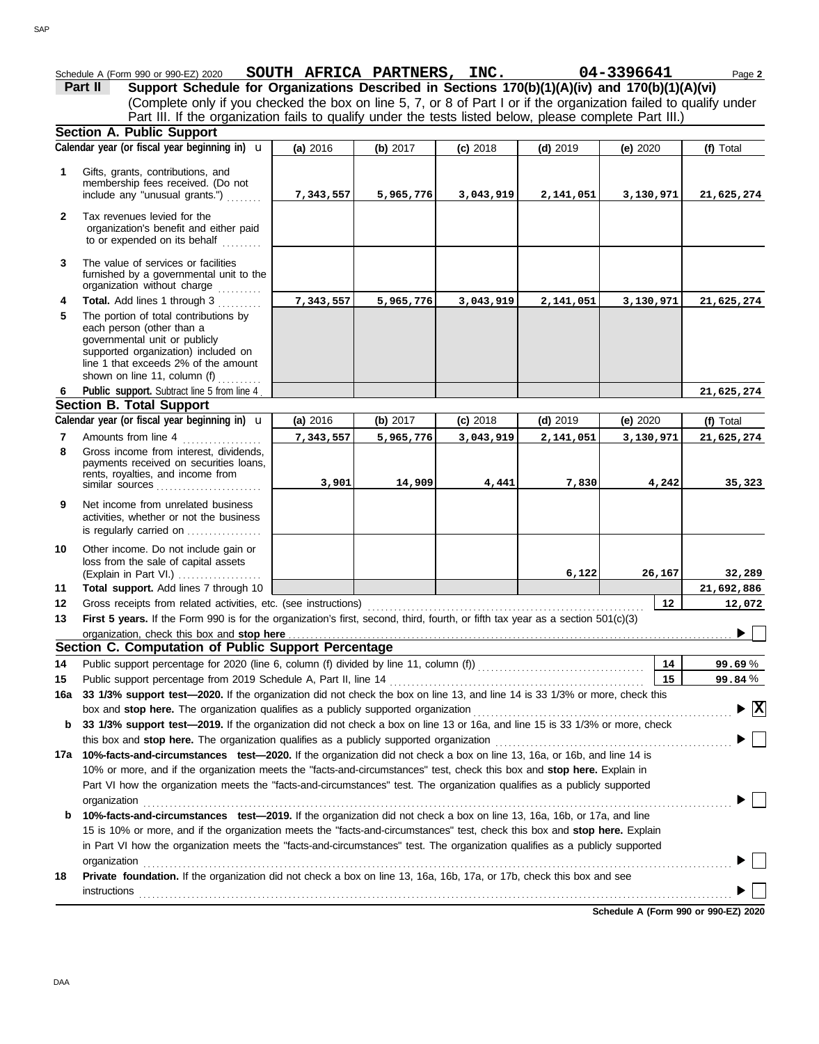Schedule A (Form 990 or 990-EZ) 2020 **SOUTH AFRICA PARTNERS, INC.** **04-3396641** Page **2**

**Part II** **Support Schedule for Organizations Described in Sections 170(b)(1)(A)(iv) and 170(b)(1)(A)(vi)**

(Complete only if you checked the box on line 5, 7, or 8 of Part I or if the organization failed to qualify under Part III. If the organization fails to qualify under the tests listed below, please complete Part III.)

## Section A. Public Support

| | Calendar year (or fiscal year beginning in) | (a) 2016 | (b) 2017 | (c) 2018 | (d) 2019 | (e) 2020 | (f) Total |
|---|---|---|---|---|---|---|---|
| 1 | Gifts, grants, contributions, and membership fees received. (Do not include any "unusual grants.") | 7,343,557 | 5,965,776 | 3,043,919 | 2,141,051 | 3,130,971 | 21,625,274 |
| 2 | Tax revenues levied for the organization's benefit and either paid to or expended on its behalf | | | | | | |
| 3 | The value of services or facilities furnished by a governmental unit to the organization without charge | | | | | | |
| 4 | **Total.** Add lines 1 through 3 | 7,343,557 | 5,965,776 | 3,043,919 | 2,141,051 | 3,130,971 | 21,625,274 |
| 5 | The portion of total contributions by each person (other than a governmental unit or publicly supported organization) included on line 1 that exceeds 2% of the amount shown on line 11, column (f) | | | | | | |
| 6 | **Public support.** Subtract line 5 from line 4 | | | | | | 21,625,274 |

## Section B. Total Support

| | Calendar year (or fiscal year beginning in) | (a) 2016 | (b) 2017 | (c) 2018 | (d) 2019 | (e) 2020 | (f) Total |
|---|---|---|---|---|---|---|---|
| 7 | Amounts from line 4 | 7,343,557 | 5,965,776 | 3,043,919 | 2,141,051 | 3,130,971 | 21,625,274 |
| 8 | Gross income from interest, dividends, payments received on securities loans, rents, royalties, and income from similar sources | 3,901 | 14,909 | 4,441 | 7,830 | 4,242 | 35,323 |
| 9 | Net income from unrelated business activities, whether or not the business is regularly carried on | | | | | | |
| 10 | Other income. Do not include gain or loss from the sale of capital assets (Explain in Part VI.) | | | | 6,122 | 26,167 | 32,289 |
| 11 | **Total support.** Add lines 7 through 10 | | | | | | 21,692,886 |

**12** Gross receipts from related activities, etc. (see instructions) **12** 12,072

**13** **First 5 years.** If the Form 990 is for the organization's first, second, third, fourth, or fifth tax year as a section 501(c)(3) organization, check this box and **stop here** ☐

## Section C. Computation of Public Support Percentage

**14** Public support percentage for 2020 (line 6, column (f) divided by line 11, column (f)) **14** **99.69** %

**15** Public support percentage from 2019 Schedule A, Part II, line 14 **15** **99.84** %

**16a** **33 1/3% support test—2020.** If the organization did not check the box on line 13, and line 14 is 33 1/3% or more, check this box and **stop here.** The organization qualifies as a publicly supported organization ☒

**b** **33 1/3% support test—2019.** If the organization did not check a box on line 13 or 16a, and line 15 is 33 1/3% or more, check this box and **stop here.** The organization qualifies as a publicly supported organization ☐

**17a** **10%-facts-and-circumstances test—2020.** If the organization did not check a box on line 13, 16a, or 16b, and line 14 is 10% or more, and if the organization meets the "facts-and-circumstances" test, check this box and **stop here.** Explain in Part VI how the organization meets the "facts-and-circumstances" test. The organization qualifies as a publicly supported organization ☐

**b** **10%-facts-and-circumstances test—2019.** If the organization did not check a box on line 13, 16a, 16b, or 17a, and line 15 is 10% or more, and if the organization meets the "facts-and-circumstances" test, check this box and **stop here.** Explain in Part VI how the organization meets the "facts-and-circumstances" test. The organization qualifies as a publicly supported organization ☐

**18** **Private foundation.** If the organization did not check a box on line 13, 16a, 16b, 17a, or 17b, check this box and see instructions ☐

**Schedule A (Form 990 or 990-EZ) 2020**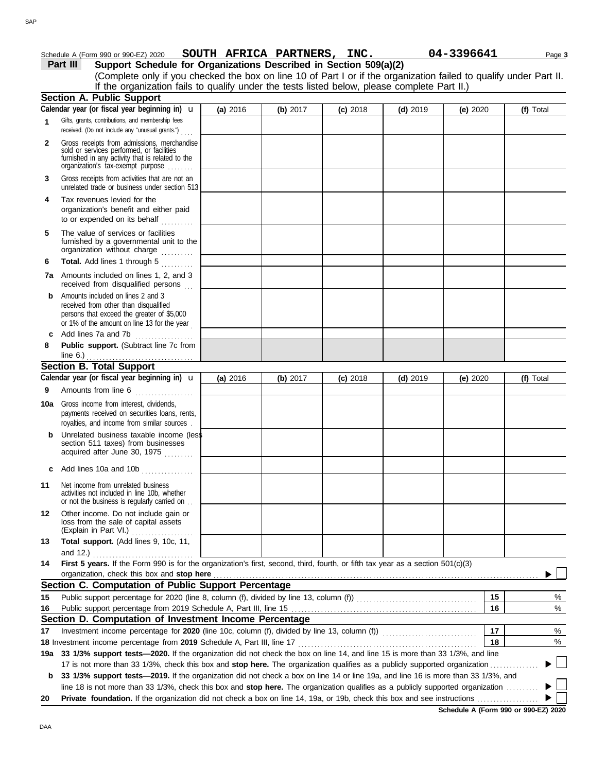Schedule A (Form 990 or 990-EZ) 2020 **SOUTH AFRICA PARTNERS, INC.** **04-3396641** Page **3**

**Part III** **Support Schedule for Organizations Described in Section 509(a)(2)**

(Complete only if you checked the box on line 10 of Part I or if the organization failed to qualify under Part II. If the organization fails to qualify under the tests listed below, please complete Part II.)

## Section A. Public Support

| Calendar year (or fiscal year beginning in) u | (a) 2016 | (b) 2017 | (c) 2018 | (d) 2019 | (e) 2020 | (f) Total |
|---|---|---|---|---|---|---|
| **1** Gifts, grants, contributions, and membership fees received. (Do not include any "unusual grants.") | | | | | | |
| **2** Gross receipts from admissions, merchandise sold or services performed, or facilities furnished in any activity that is related to the organization's tax-exempt purpose | | | | | | |
| **3** Gross receipts from activities that are not an unrelated trade or business under section 513 | | | | | | |
| **4** Tax revenues levied for the organization's benefit and either paid to or expended on its behalf | | | | | | |
| **5** The value of services or facilities furnished by a governmental unit to the organization without charge | | | | | | |
| **6** **Total.** Add lines 1 through 5 | | | | | | |
| **7a** Amounts included on lines 1, 2, and 3 received from disqualified persons | | | | | | |
| **b** Amounts included on lines 2 and 3 received from other than disqualified persons that exceed the greater of $5,000 or 1% of the amount on line 13 for the year | | | | | | |
| **c** Add lines 7a and 7b | | | | | | |
| **8** **Public support.** (Subtract line 7c from line 6.) | | | | | | |

## Section B. Total Support

| Calendar year (or fiscal year beginning in) u | (a) 2016 | (b) 2017 | (c) 2018 | (d) 2019 | (e) 2020 | (f) Total |
|---|---|---|---|---|---|---|
| **9** Amounts from line 6 | | | | | | |
| **10a** Gross income from interest, dividends, payments received on securities loans, rents, royalties, and income from similar sources | | | | | | |
| **b** Unrelated business taxable income (less section 511 taxes) from businesses acquired after June 30, 1975 | | | | | | |
| **c** Add lines 10a and 10b | | | | | | |
| **11** Net income from unrelated business activities not included in line 10b, whether or not the business is regularly carried on | | | | | | |
| **12** Other income. Do not include gain or loss from the sale of capital assets (Explain in Part VI.) | | | | | | |
| **13** **Total support.** (Add lines 9, 10c, 11, and 12.) | | | | | | |

**14** **First 5 years.** If the Form 990 is for the organization's first, second, third, fourth, or fifth tax year as a section 501(c)(3) organization, check this box and **stop here** ▶ ☐

## Section C. Computation of Public Support Percentage

**15** Public support percentage for 2020 (line 8, column (f), divided by line 13, column (f)) **15** %

**16** Public support percentage from 2019 Schedule A, Part III, line 15 **16** %

## Section D. Computation of Investment Income Percentage

**17** Investment income percentage for **2020** (line 10c, column (f), divided by line 13, column (f)) **17** %

**18** Investment income percentage from **2019** Schedule A, Part III, line 17 **18** %

**19a** **33 1/3% support tests—2020.** If the organization did not check the box on line 14, and line 15 is more than 33 1/3%, and line 17 is not more than 33 1/3%, check this box and **stop here.** The organization qualifies as a publicly supported organization ▶ ☐

**b** **33 1/3% support tests—2019.** If the organization did not check a box on line 14 or line 19a, and line 16 is more than 33 1/3%, and line 18 is not more than 33 1/3%, check this box and **stop here.** The organization qualifies as a publicly supported organization ▶ ☐

**20** **Private foundation.** If the organization did not check a box on line 14, 19a, or 19b, check this box and see instructions ▶ ☐

**Schedule A (Form 990 or 990-EZ) 2020**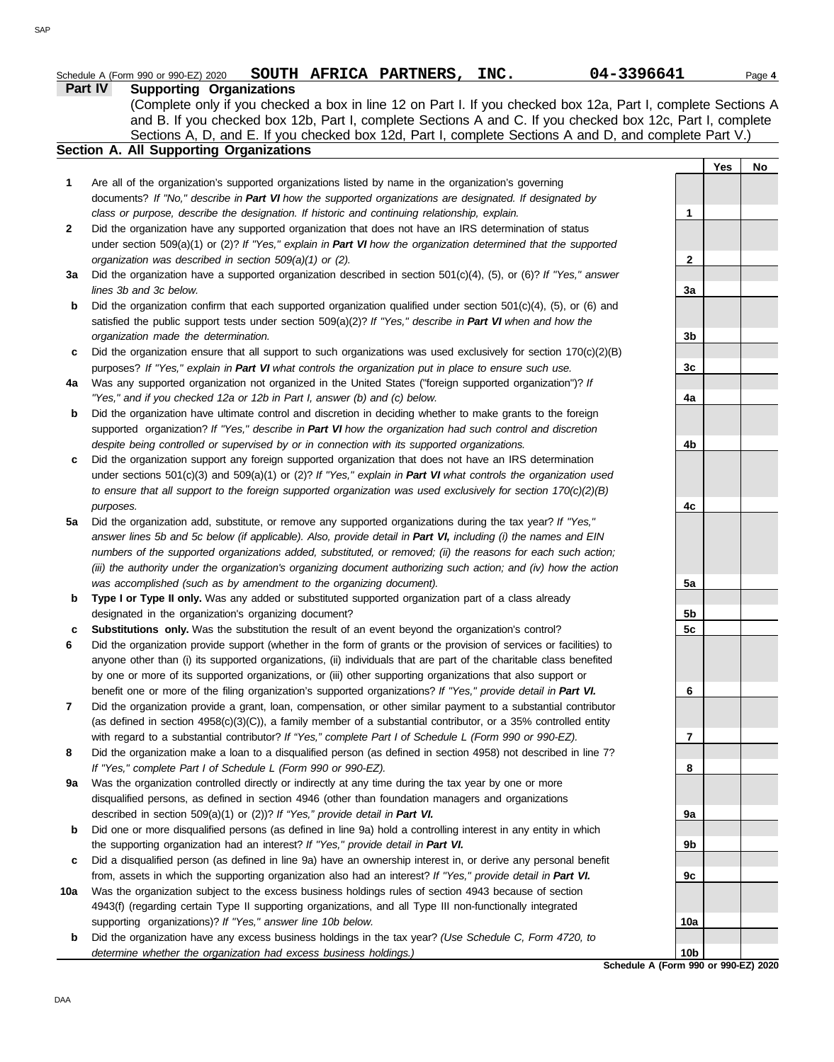Schedule A (Form 990 or 990-EZ) 2020 **SOUTH AFRICA PARTNERS, INC.** **04-3396641** Page **4**

## Part IV Supporting Organizations

(Complete only if you checked a box in line 12 on Part I. If you checked box 12a, Part I, complete Sections A and B. If you checked box 12b, Part I, complete Sections A and C. If you checked box 12c, Part I, complete Sections A, D, and E. If you checked box 12d, Part I, complete Sections A and D, and complete Part V.)

### Section A. All Supporting Organizations

| | | | Yes | No |
|---|---|---|---|---|
| **1** | Are all of the organization's supported organizations listed by name in the organization's governing documents? *If "No," describe in* ***Part VI*** *how the supported organizations are designated. If designated by class or purpose, describe the designation. If historic and continuing relationship, explain.* | 1 | | |
| **2** | Did the organization have any supported organization that does not have an IRS determination of status under section 509(a)(1) or (2)? *If "Yes," explain in* ***Part VI*** *how the organization determined that the supported organization was described in section 509(a)(1) or (2).* | 2 | | |
| **3a** | Did the organization have a supported organization described in section 501(c)(4), (5), or (6)? *If "Yes," answer lines 3b and 3c below.* | 3a | | |
| **b** | Did the organization confirm that each supported organization qualified under section 501(c)(4), (5), or (6) and satisfied the public support tests under section 509(a)(2)? *If "Yes," describe in* ***Part VI*** *when and how the organization made the determination.* | 3b | | |
| **c** | Did the organization ensure that all support to such organizations was used exclusively for section 170(c)(2)(B) purposes? *If "Yes," explain in* ***Part VI*** *what controls the organization put in place to ensure such use.* | 3c | | |
| **4a** | Was any supported organization not organized in the United States ("foreign supported organization")? *If "Yes," and if you checked 12a or 12b in Part I, answer (b) and (c) below.* | 4a | | |
| **b** | Did the organization have ultimate control and discretion in deciding whether to make grants to the foreign supported organization? *If "Yes," describe in* ***Part VI*** *how the organization had such control and discretion despite being controlled or supervised by or in connection with its supported organizations.* | 4b | | |
| **c** | Did the organization support any foreign supported organization that does not have an IRS determination under sections 501(c)(3) and 509(a)(1) or (2)? *If "Yes," explain in* ***Part VI*** *what controls the organization used to ensure that all support to the foreign supported organization was used exclusively for section 170(c)(2)(B) purposes.* | 4c | | |
| **5a** | Did the organization add, substitute, or remove any supported organizations during the tax year? *If "Yes," answer lines 5b and 5c below (if applicable). Also, provide detail in* ***Part VI,*** *including (i) the names and EIN numbers of the supported organizations added, substituted, or removed; (ii) the reasons for each such action; (iii) the authority under the organization's organizing document authorizing such action; and (iv) how the action was accomplished (such as by amendment to the organizing document).* | 5a | | |
| **b** | **Type I or Type II only.** Was any added or substituted supported organization part of a class already designated in the organization's organizing document? | 5b | | |
| **c** | **Substitutions only.** Was the substitution the result of an event beyond the organization's control? | 5c | | |
| **6** | Did the organization provide support (whether in the form of grants or the provision of services or facilities) to anyone other than (i) its supported organizations, (ii) individuals that are part of the charitable class benefited by one or more of its supported organizations, or (iii) other supporting organizations that also support or benefit one or more of the filing organization's supported organizations? *If "Yes," provide detail in* ***Part VI.*** | 6 | | |
| **7** | Did the organization provide a grant, loan, compensation, or other similar payment to a substantial contributor (as defined in section 4958(c)(3)(C)), a family member of a substantial contributor, or a 35% controlled entity with regard to a substantial contributor? *If "Yes," complete Part I of Schedule L (Form 990 or 990-EZ).* | 7 | | |
| **8** | Did the organization make a loan to a disqualified person (as defined in section 4958) not described in line 7? *If "Yes," complete Part I of Schedule L (Form 990 or 990-EZ).* | 8 | | |
| **9a** | Was the organization controlled directly or indirectly at any time during the tax year by one or more disqualified persons, as defined in section 4946 (other than foundation managers and organizations described in section 509(a)(1) or (2))? *If "Yes," provide detail in* ***Part VI.*** | 9a | | |
| **b** | Did one or more disqualified persons (as defined in line 9a) hold a controlling interest in any entity in which the supporting organization had an interest? *If "Yes," provide detail in* ***Part VI.*** | 9b | | |
| **c** | Did a disqualified person (as defined in line 9a) have an ownership interest in, or derive any personal benefit from, assets in which the supporting organization also had an interest? *If "Yes," provide detail in* ***Part VI.*** | 9c | | |
| **10a** | Was the organization subject to the excess business holdings rules of section 4943 because of section 4943(f) (regarding certain Type II supporting organizations, and all Type III non-functionally integrated supporting organizations)? *If "Yes," answer line 10b below.* | 10a | | |
| **b** | Did the organization have any excess business holdings in the tax year? *(Use Schedule C, Form 4720, to determine whether the organization had excess business holdings.)* | 10b | | |

**Schedule A (Form 990 or 990-EZ) 2020**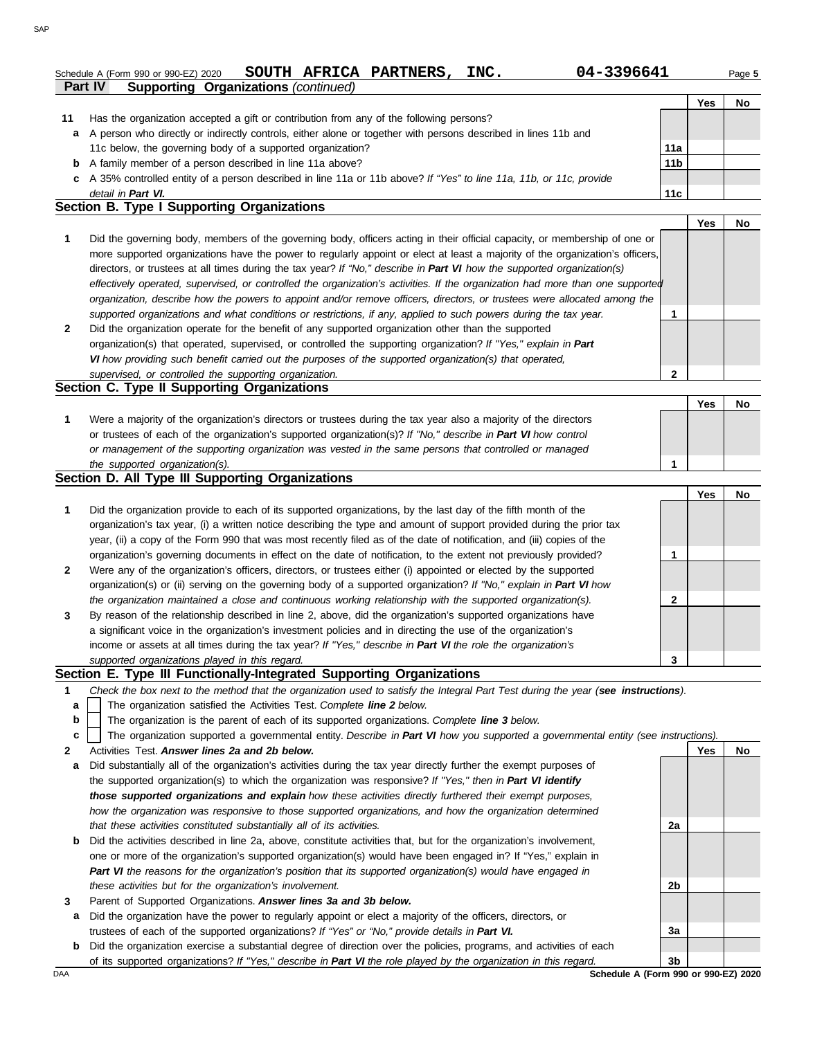Schedule A (Form 990 or 990-EZ) 2020 **SOUTH AFRICA PARTNERS, INC.** **04-3396641**

**Part IV** **Supporting Organizations** *(continued)*

| | | | Yes | No |
|---|---|---|---|---|
| **11** | Has the organization accepted a gift or contribution from any of the following persons? | | | |
| **a** | A person who directly or indirectly controls, either alone or together with persons described in lines 11b and 11c below, the governing body of a supported organization? | **11a** | | |
| **b** | A family member of a person described in line 11a above? | **11b** | | |
| **c** | A 35% controlled entity of a person described in line 11a or 11b above? *If "Yes" to line 11a, 11b, or 11c, provide detail in* ***Part VI.*** | **11c** | | |

## Section B. Type I Supporting Organizations

| | | | Yes | No |
|---|---|---|---|---|
| **1** | Did the governing body, members of the governing body, officers acting in their official capacity, or membership of one or more supported organizations have the power to regularly appoint or elect at least a majority of the organization's officers, directors, or trustees at all times during the tax year? *If "No," describe in* ***Part VI*** *how the supported organization(s) effectively operated, supervised, or controlled the organization's activities. If the organization had more than one supported organization, describe how the powers to appoint and/or remove officers, directors, or trustees were allocated among the supported organizations and what conditions or restrictions, if any, applied to such powers during the tax year.* | **1** | | |
| **2** | Did the organization operate for the benefit of any supported organization other than the supported organization(s) that operated, supervised, or controlled the supporting organization? *If "Yes," explain in* ***Part VI*** *how providing such benefit carried out the purposes of the supported organization(s) that operated, supervised, or controlled the supporting organization.* | **2** | | |

## Section C. Type II Supporting Organizations

| | | | Yes | No |
|---|---|---|---|---|
| **1** | Were a majority of the organization's directors or trustees during the tax year also a majority of the directors or trustees of each of the organization's supported organization(s)? *If "No," describe in* ***Part VI*** *how control or management of the supporting organization was vested in the same persons that controlled or managed the supported organization(s).* | **1** | | |

## Section D. All Type III Supporting Organizations

| | | | Yes | No |
|---|---|---|---|---|
| **1** | Did the organization provide to each of its supported organizations, by the last day of the fifth month of the organization's tax year, (i) a written notice describing the type and amount of support provided during the prior tax year, (ii) a copy of the Form 990 that was most recently filed as of the date of notification, and (iii) copies of the organization's governing documents in effect on the date of notification, to the extent not previously provided? | **1** | | |
| **2** | Were any of the organization's officers, directors, or trustees either (i) appointed or elected by the supported organization(s) or (ii) serving on the governing body of a supported organization? *If "No," explain in* ***Part VI*** *how the organization maintained a close and continuous working relationship with the supported organization(s).* | **2** | | |
| **3** | By reason of the relationship described in line 2, above, did the organization's supported organizations have a significant voice in the organization's investment policies and in directing the use of the organization's income or assets at all times during the tax year? *If "Yes," describe in* ***Part VI*** *the role the organization's supported organizations played in this regard.* | **3** | | |

## Section E. Type III Functionally-Integrated Supporting Organizations

**1** *Check the box next to the method that the organization used to satisfy the Integral Part Test during the year (****see instructions****).*

- **a** ☐ The organization satisfied the Activities Test. *Complete* ***line 2*** *below.*
- **b** ☐ The organization is the parent of each of its supported organizations. *Complete* ***line 3*** *below.*
- **c** ☐ The organization supported a governmental entity. *Describe in* ***Part VI*** *how you supported a governmental entity (see instructions).*

| | | | Yes | No |
|---|---|---|---|---|
| **2** | Activities Test. ***Answer lines 2a and 2b below.*** | | | |
| **a** | Did substantially all of the organization's activities during the tax year directly further the exempt purposes of the supported organization(s) to which the organization was responsive? *If "Yes," then in* ***Part VI identify those supported organizations and explain*** *how these activities directly furthered their exempt purposes, how the organization was responsive to those supported organizations, and how the organization determined that these activities constituted substantially all of its activities.* | **2a** | | |
| **b** | Did the activities described in line 2a, above, constitute activities that, but for the organization's involvement, one or more of the organization's supported organization(s) would have been engaged in? If "Yes," explain in ***Part VI*** *the reasons for the organization's position that its supported organization(s) would have engaged in these activities but for the organization's involvement.* | **2b** | | |
| **3** | Parent of Supported Organizations. ***Answer lines 3a and 3b below.*** | | | |
| **a** | Did the organization have the power to regularly appoint or elect a majority of the officers, directors, or trustees of each of the supported organizations? *If "Yes" or "No," provide details in* ***Part VI.*** | **3a** | | |
| **b** | Did the organization exercise a substantial degree of direction over the policies, programs, and activities of each of its supported organizations? *If "Yes," describe in* ***Part VI*** *the role played by the organization in this regard.* | **3b** | | |

**Schedule A (Form 990 or 990-EZ) 2020**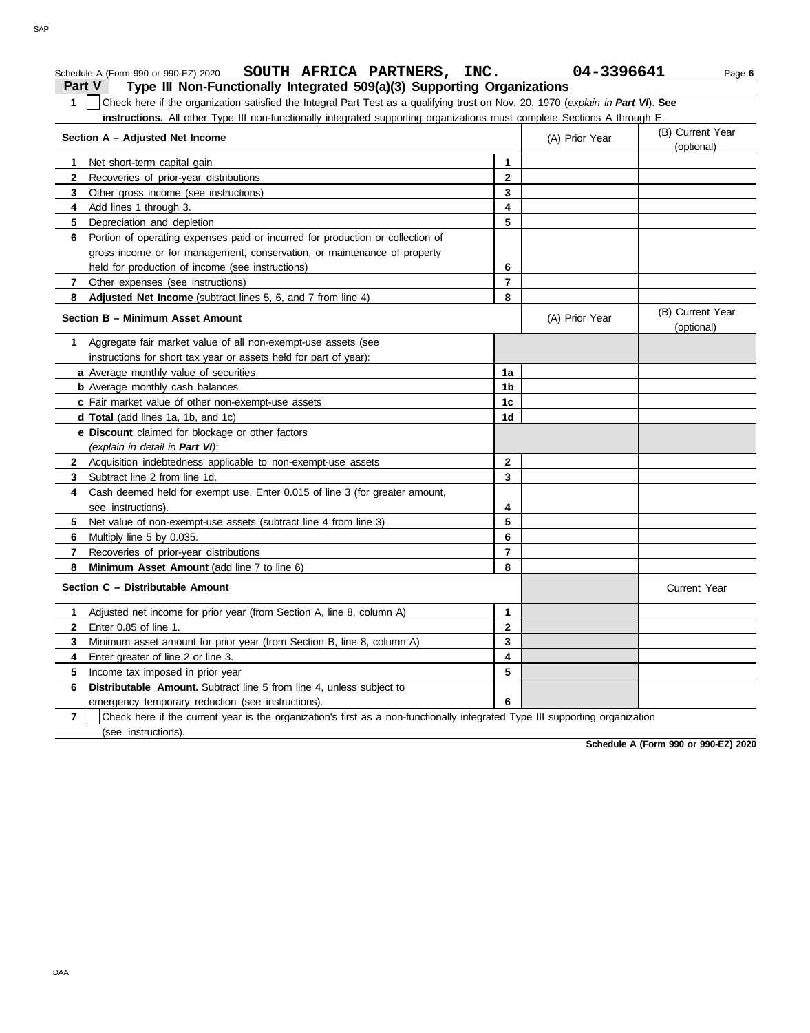Schedule A (Form 990 or 990-EZ) 2020 **SOUTH AFRICA PARTNERS, INC.** **04-3396641**

## Part V Type III Non-Functionally Integrated 509(a)(3) Supporting Organizations

**1** ☐ Check here if the organization satisfied the Integral Part Test as a qualifying trust on Nov. 20, 1970 (*explain in **Part VI***). **See instructions.** All other Type III non-functionally integrated supporting organizations must complete Sections A through E.

| Section A – Adjusted Net Income | | (A) Prior Year | (B) Current Year (optional) |
|---|---|---|---|
| **1** Net short-term capital gain | 1 | | |
| **2** Recoveries of prior-year distributions | 2 | | |
| **3** Other gross income (see instructions) | 3 | | |
| **4** Add lines 1 through 3. | 4 | | |
| **5** Depreciation and depletion | 5 | | |
| **6** Portion of operating expenses paid or incurred for production or collection of gross income or for management, conservation, or maintenance of property held for production of income (see instructions) | 6 | | |
| **7** Other expenses (see instructions) | 7 | | |
| **8** **Adjusted Net Income** (subtract lines 5, 6, and 7 from line 4) | 8 | | |

| Section B – Minimum Asset Amount | | (A) Prior Year | (B) Current Year (optional) |
|---|---|---|---|
| **1** Aggregate fair market value of all non-exempt-use assets (see instructions for short tax year or assets held for part of year): | | | |
| **a** Average monthly value of securities | 1a | | |
| **b** Average monthly cash balances | 1b | | |
| **c** Fair market value of other non-exempt-use assets | 1c | | |
| **d Total** (add lines 1a, 1b, and 1c) | 1d | | |
| **e Discount** claimed for blockage or other factors (*explain in detail in **Part VI***): | | | |
| **2** Acquisition indebtedness applicable to non-exempt-use assets | 2 | | |
| **3** Subtract line 2 from line 1d. | 3 | | |
| **4** Cash deemed held for exempt use. Enter 0.015 of line 3 (for greater amount, see instructions). | 4 | | |
| **5** Net value of non-exempt-use assets (subtract line 4 from line 3) | 5 | | |
| **6** Multiply line 5 by 0.035. | 6 | | |
| **7** Recoveries of prior-year distributions | 7 | | |
| **8** **Minimum Asset Amount** (add line 7 to line 6) | 8 | | |

| Section C – Distributable Amount | | | Current Year |
|---|---|---|---|
| **1** Adjusted net income for prior year (from Section A, line 8, column A) | 1 | | |
| **2** Enter 0.85 of line 1. | 2 | | |
| **3** Minimum asset amount for prior year (from Section B, line 8, column A) | 3 | | |
| **4** Enter greater of line 2 or line 3. | 4 | | |
| **5** Income tax imposed in prior year | 5 | | |
| **6** **Distributable Amount.** Subtract line 5 from line 4, unless subject to emergency temporary reduction (see instructions). | 6 | | |

**7** ☐ Check here if the current year is the organization's first as a non-functionally integrated Type III supporting organization (see instructions).

**Schedule A (Form 990 or 990-EZ) 2020**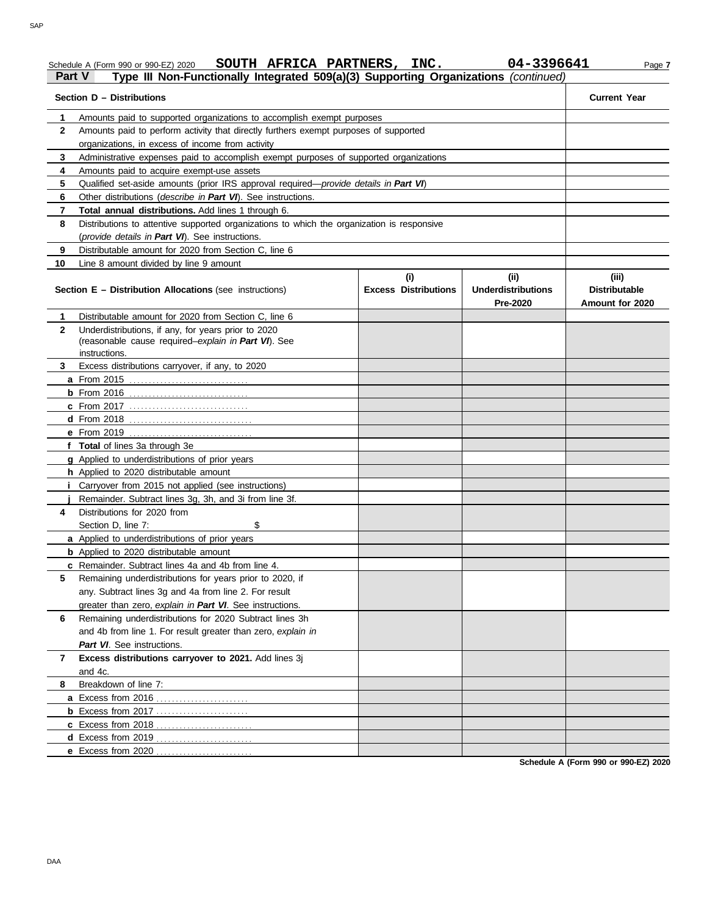Schedule A (Form 990 or 990-EZ) 2020 **SOUTH AFRICA PARTNERS, INC.** **04-3396641**

**Part V** **Type III Non-Functionally Integrated 509(a)(3) Supporting Organizations** *(continued)*

| | **Section D – Distributions** | **Current Year** |
|---|---|---|
| **1** | Amounts paid to supported organizations to accomplish exempt purposes | |
| **2** | Amounts paid to perform activity that directly furthers exempt purposes of supported organizations, in excess of income from activity | |
| **3** | Administrative expenses paid to accomplish exempt purposes of supported organizations | |
| **4** | Amounts paid to acquire exempt-use assets | |
| **5** | Qualified set-aside amounts (prior IRS approval required—*provide details in **Part VI***) | |
| **6** | Other distributions (*describe in **Part VI***). See instructions. | |
| **7** | **Total annual distributions.** Add lines 1 through 6. | |
| **8** | Distributions to attentive supported organizations to which the organization is responsive (*provide details in **Part VI***). See instructions. | |
| **9** | Distributable amount for 2020 from Section C, line 6 | |
| **10** | Line 8 amount divided by line 9 amount | |

| | **Section E – Distribution Allocations** (see instructions) | **(i) Excess Distributions** | **(ii) Underdistributions Pre-2020** | **(iii) Distributable Amount for 2020** |
|---|---|---|---|---|
| **1** | Distributable amount for 2020 from Section C, line 6 | | | |
| **2** | Underdistributions, if any, for years prior to 2020 (reasonable cause required–*explain in **Part VI***). See instructions. | | | |
| **3** | Excess distributions carryover, if any, to 2020 | | | |
| **a** | From 2015 | | | |
| **b** | From 2016 | | | |
| **c** | From 2017 | | | |
| **d** | From 2018 | | | |
| **e** | From 2019 | | | |
| **f** | **Total** of lines 3a through 3e | | | |
| **g** | Applied to underdistributions of prior years | | | |
| **h** | Applied to 2020 distributable amount | | | |
| **i** | Carryover from 2015 not applied (see instructions) | | | |
| **j** | Remainder. Subtract lines 3g, 3h, and 3i from line 3f. | | | |
| **4** | Distributions for 2020 from Section D, line 7: $ | | | |
| **a** | Applied to underdistributions of prior years | | | |
| **b** | Applied to 2020 distributable amount | | | |
| **c** | Remainder. Subtract lines 4a and 4b from line 4. | | | |
| **5** | Remaining underdistributions for years prior to 2020, if any. Subtract lines 3g and 4a from line 2. For result greater than zero, *explain in **Part VI***. See instructions. | | | |
| **6** | Remaining underdistributions for 2020 Subtract lines 3h and 4b from line 1. For result greater than zero, *explain in **Part VI***. See instructions. | | | |
| **7** | **Excess distributions carryover to 2021.** Add lines 3j and 4c. | | | |
| **8** | Breakdown of line 7: | | | |
| **a** | Excess from 2016 | | | |
| **b** | Excess from 2017 | | | |
| **c** | Excess from 2018 | | | |
| **d** | Excess from 2019 | | | |
| **e** | Excess from 2020 | | | |

**Schedule A (Form 990 or 990-EZ) 2020**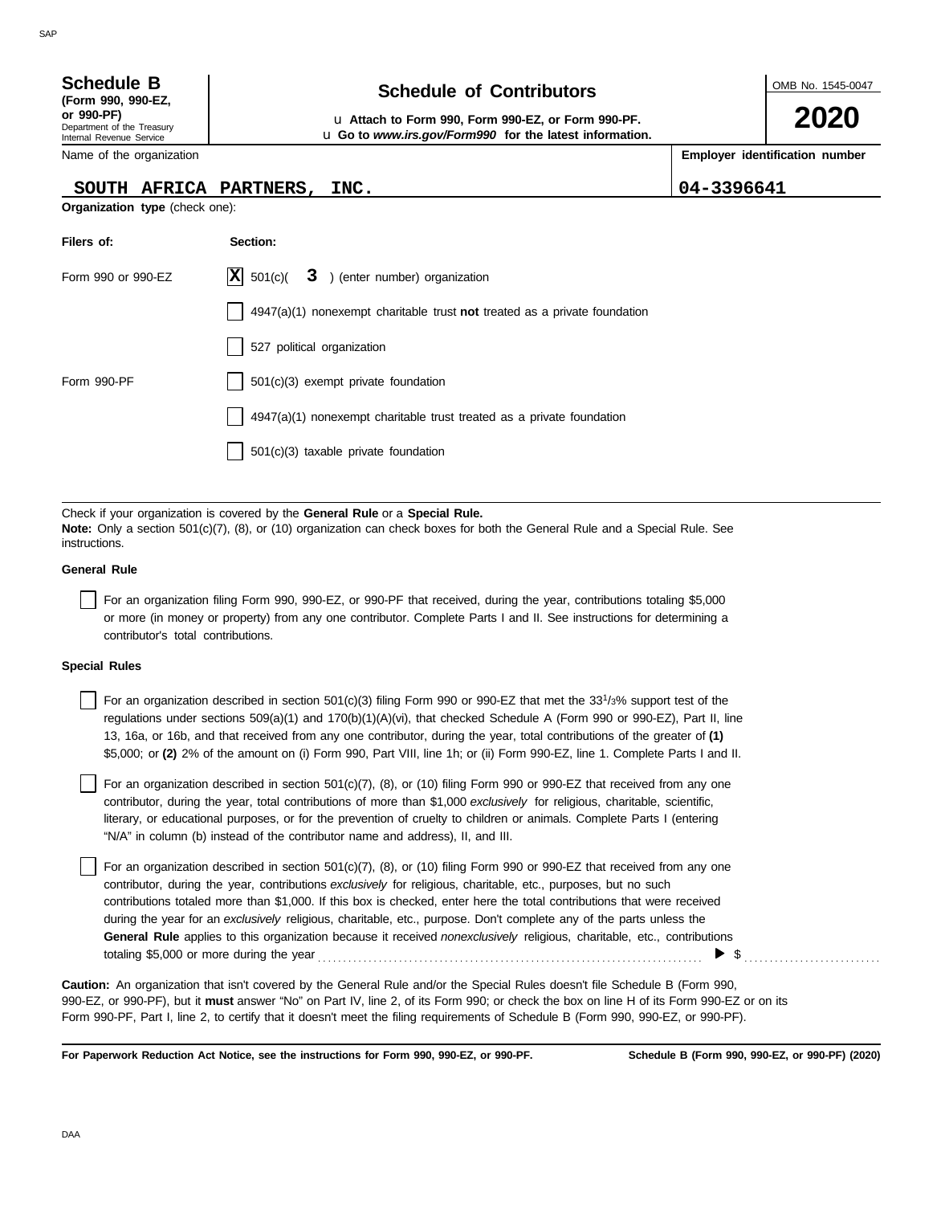**Schedule B**
**(Form 990, 990-EZ, or 990-PF)**
Department of the Treasury
Internal Revenue Service

# Schedule of Contributors

u **Attach to Form 990, Form 990-EZ, or Form 990-PF.**
u **Go to** ***www.irs.gov/Form990*** **for the latest information.**

OMB No. 1545-0047

**2020**

Name of the organization: **SOUTH AFRICA PARTNERS, INC.**

**Employer identification number:** **04-3396641**

**Organization type** (check one):

| **Filers of:** | **Section:** |
|---|---|
| Form 990 or 990-EZ | [X] 501(c)( **3** ) (enter number) organization |
| | [ ] 4947(a)(1) nonexempt charitable trust **not** treated as a private foundation |
| | [ ] 527 political organization |
| Form 990-PF | [ ] 501(c)(3) exempt private foundation |
| | [ ] 4947(a)(1) nonexempt charitable trust treated as a private foundation |
| | [ ] 501(c)(3) taxable private foundation |

Check if your organization is covered by the **General Rule** or a **Special Rule.**
**Note:** Only a section 501(c)(7), (8), or (10) organization can check boxes for both the General Rule and a Special Rule. See instructions.

**General Rule**

[ ] For an organization filing Form 990, 990-EZ, or 990-PF that received, during the year, contributions totaling $5,000 or more (in money or property) from any one contributor. Complete Parts I and II. See instructions for determining a contributor's total contributions.

**Special Rules**

[ ] For an organization described in section 501(c)(3) filing Form 990 or 990-EZ that met the 33[1]/3% support test of the regulations under sections 509(a)(1) and 170(b)(1)(A)(vi), that checked Schedule A (Form 990 or 990-EZ), Part II, line 13, 16a, or 16b, and that received from any one contributor, during the year, total contributions of the greater of **(1)** $5,000; or **(2)** 2% of the amount on (i) Form 990, Part VIII, line 1h; or (ii) Form 990-EZ, line 1. Complete Parts I and II.

[ ] For an organization described in section 501(c)(7), (8), or (10) filing Form 990 or 990-EZ that received from any one contributor, during the year, total contributions of more than $1,000 *exclusively* for religious, charitable, scientific, literary, or educational purposes, or for the prevention of cruelty to children or animals. Complete Parts I (entering "N/A" in column (b) instead of the contributor name and address), II, and III.

[ ] For an organization described in section 501(c)(7), (8), or (10) filing Form 990 or 990-EZ that received from any one contributor, during the year, contributions *exclusively* for religious, charitable, etc., purposes, but no such contributions totaled more than $1,000. If this box is checked, enter here the total contributions that were received during the year for an *exclusively* religious, charitable, etc., purpose. Don't complete any of the parts unless the **General Rule** applies to this organization because it received *nonexclusively* religious, charitable, etc., contributions totaling $5,000 or more during the year ▶ $ ..........................

**Caution:** An organization that isn't covered by the General Rule and/or the Special Rules doesn't file Schedule B (Form 990, 990-EZ, or 990-PF), but it **must** answer "No" on Part IV, line 2, of its Form 990; or check the box on line H of its Form 990-EZ or on its Form 990-PF, Part I, line 2, to certify that it doesn't meet the filing requirements of Schedule B (Form 990, 990-EZ, or 990-PF).

**For Paperwork Reduction Act Notice, see the instructions for Form 990, 990-EZ, or 990-PF.** **Schedule B (Form 990, 990-EZ, or 990-PF) (2020)**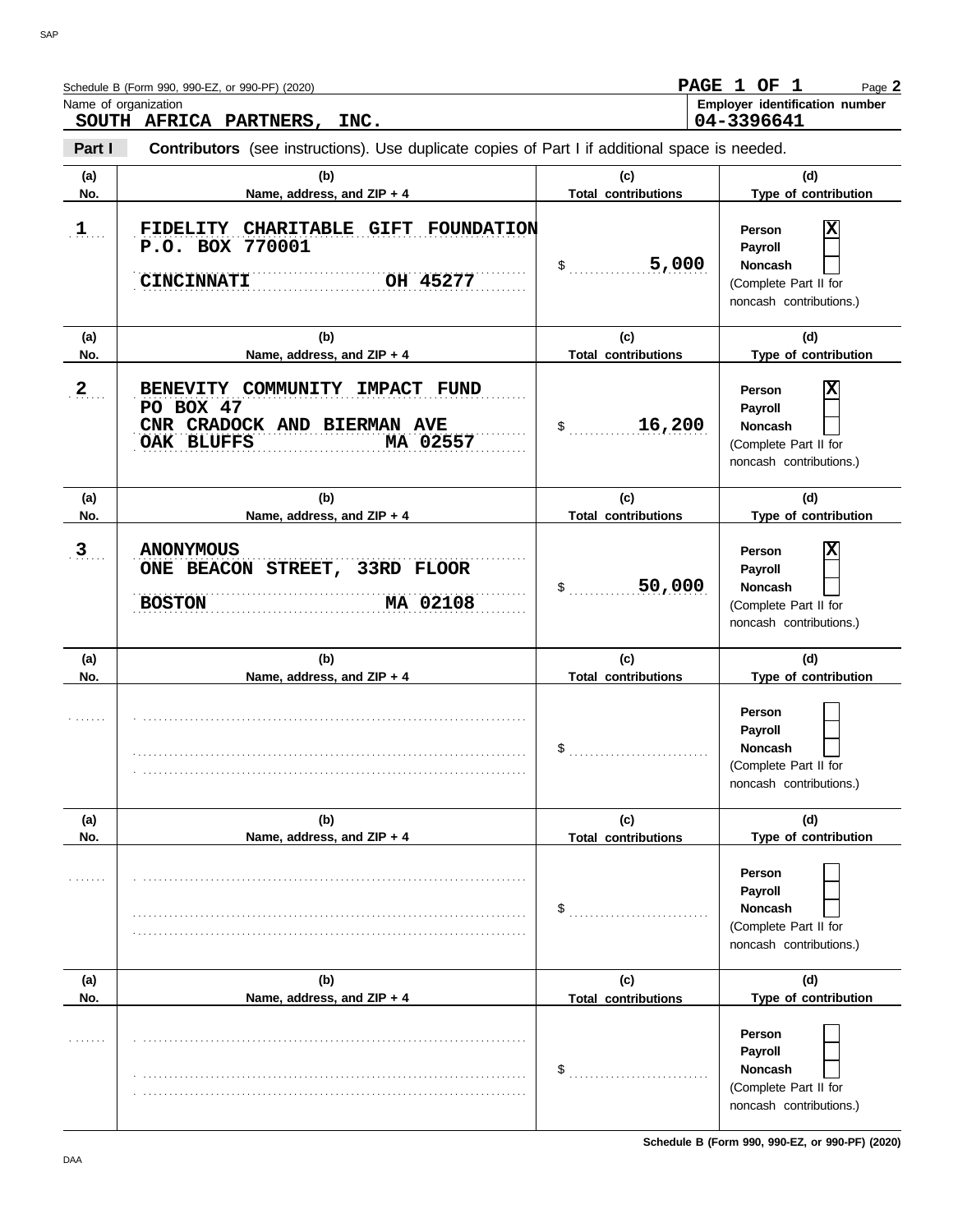Schedule B (Form 990, 990-EZ, or 990-PF) (2020) PAGE 1 OF 1 Page 2

Name of organization: SOUTH AFRICA PARTNERS, INC.

Employer identification number: 04-3396641

**Part I** **Contributors** (see instructions). Use duplicate copies of Part I if additional space is needed.

| (a) No. | (b) Name, address, and ZIP + 4 | (c) Total contributions | (d) Type of contribution |
|---|---|---|---|
| 1 | FIDELITY CHARITABLE GIFT FOUNDATION<br>P.O. BOX 770001<br>CINCINNATI OH 45277 | $ 5,000 | Person [X]<br>Payroll [ ]<br>Noncash [ ]<br>(Complete Part II for noncash contributions.) |
| 2 | BENEVITY COMMUNITY IMPACT FUND<br>PO BOX 47<br>CNR CRADOCK AND BIERMAN AVE<br>OAK BLUFFS MA 02557 | $ 16,200 | Person [X]<br>Payroll [ ]<br>Noncash [ ]<br>(Complete Part II for noncash contributions.) |
| 3 | ANONYMOUS<br>ONE BEACON STREET, 33RD FLOOR<br>BOSTON MA 02108 | $ 50,000 | Person [X]<br>Payroll [ ]<br>Noncash [ ]<br>(Complete Part II for noncash contributions.) |
| | | $ | Person [ ]<br>Payroll [ ]<br>Noncash [ ]<br>(Complete Part II for noncash contributions.) |
| | | $ | Person [ ]<br>Payroll [ ]<br>Noncash [ ]<br>(Complete Part II for noncash contributions.) |
| | | $ | Person [ ]<br>Payroll [ ]<br>Noncash [ ]<br>(Complete Part II for noncash contributions.) |

Schedule B (Form 990, 990-EZ, or 990-PF) (2020)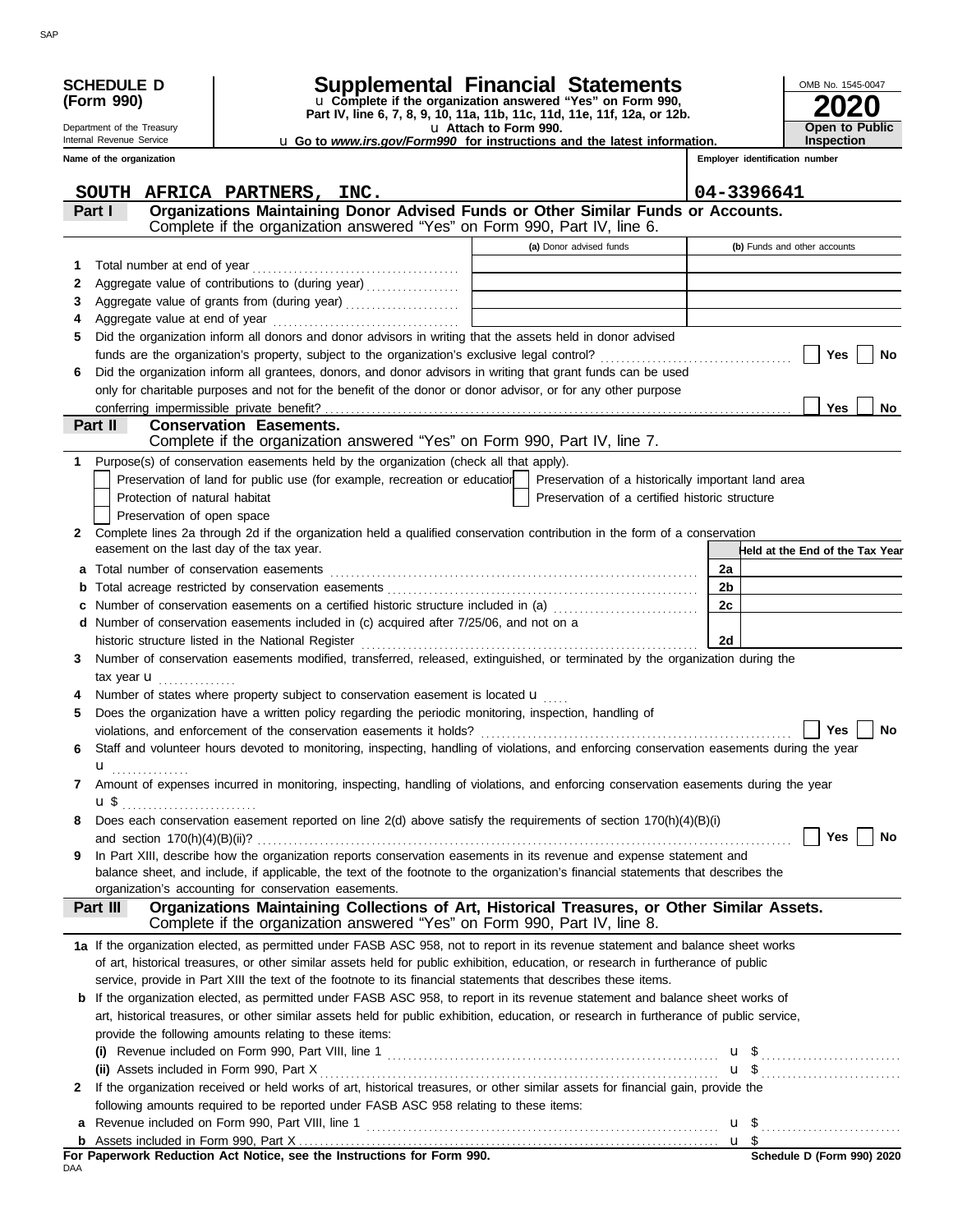**SCHEDULE D (Form 990)**

Department of the Treasury
Internal Revenue Service

# Supplemental Financial Statements

u Complete if the organization answered "Yes" on Form 990, Part IV, line 6, 7, 8, 9, 10, 11a, 11b, 11c, 11d, 11e, 11f, 12a, or 12b.

u Attach to Form 990.

u Go to *www.irs.gov/Form990* for instructions and the latest information.

OMB No. 1545-0047

**2020**

**Open to Public Inspection**

| Name of the organization | Employer identification number |
|---|---|
| SOUTH AFRICA PARTNERS, INC. | 04-3396641 |

## Part I — Organizations Maintaining Donor Advised Funds or Other Similar Funds or Accounts.
Complete if the organization answered "Yes" on Form 990, Part IV, line 6.

| | | (a) Donor advised funds | (b) Funds and other accounts |
|---|---|---|---|
| 1 | Total number at end of year | | |
| 2 | Aggregate value of contributions to (during year) | | |
| 3 | Aggregate value of grants from (during year) | | |
| 4 | Aggregate value at end of year | | |

5 Did the organization inform all donors and donor advisors in writing that the assets held in donor advised funds are the organization's property, subject to the organization's exclusive legal control? ☐ Yes ☐ No

6 Did the organization inform all grantees, donors, and donor advisors in writing that grant funds can be used only for charitable purposes and not for the benefit of the donor or donor advisor, or for any other purpose conferring impermissible private benefit? ☐ Yes ☐ No

## Part II — Conservation Easements.
Complete if the organization answered "Yes" on Form 990, Part IV, line 7.

1 Purpose(s) of conservation easements held by the organization (check all that apply).

- ☐ Preservation of land for public use (for example, recreation or education)
- ☐ Protection of natural habitat
- ☐ Preservation of open space
- ☐ Preservation of a historically important land area
- ☐ Preservation of a certified historic structure

2 Complete lines 2a through 2d if the organization held a qualified conservation contribution in the form of a conservation easement on the last day of the tax year.

| | | | Held at the End of the Tax Year |
|---|---|---|---|
| a | Total number of conservation easements | 2a | |
| b | Total acreage restricted by conservation easements | 2b | |
| c | Number of conservation easements on a certified historic structure included in (a) | 2c | |
| d | Number of conservation easements included in (c) acquired after 7/25/06, and not on a historic structure listed in the National Register | 2d | |

3 Number of conservation easements modified, transferred, released, extinguished, or terminated by the organization during the tax year u ..............

4 Number of states where property subject to conservation easement is located u ....

5 Does the organization have a written policy regarding the periodic monitoring, inspection, handling of violations, and enforcement of the conservation easements it holds? ☐ Yes ☐ No

6 Staff and volunteer hours devoted to monitoring, inspecting, handling of violations, and enforcing conservation easements during the year u ..............

7 Amount of expenses incurred in monitoring, inspecting, handling of violations, and enforcing conservation easements during the year u $ ..............

8 Does each conservation easement reported on line 2(d) above satisfy the requirements of section 170(h)(4)(B)(i) and section 170(h)(4)(B)(ii)? ☐ Yes ☐ No

9 In Part XIII, describe how the organization reports conservation easements in its revenue and expense statement and balance sheet, and include, if applicable, the text of the footnote to the organization's financial statements that describes the organization's accounting for conservation easements.

## Part III — Organizations Maintaining Collections of Art, Historical Treasures, or Other Similar Assets.
Complete if the organization answered "Yes" on Form 990, Part IV, line 8.

1a If the organization elected, as permitted under FASB ASC 958, not to report in its revenue statement and balance sheet works of art, historical treasures, or other similar assets held for public exhibition, education, or research in furtherance of public service, provide in Part XIII the text of the footnote to its financial statements that describes these items.

b If the organization elected, as permitted under FASB ASC 958, to report in its revenue statement and balance sheet works of art, historical treasures, or other similar assets held for public exhibition, education, or research in furtherance of public service, provide the following amounts relating to these items:

(i) Revenue included on Form 990, Part VIII, line 1 u $ ..............

(ii) Assets included in Form 990, Part X u $ ..............

2 If the organization received or held works of art, historical treasures, or other similar assets for financial gain, provide the following amounts required to be reported under FASB ASC 958 relating to these items:

a Revenue included on Form 990, Part VIII, line 1 u $ ..............

b Assets included in Form 990, Part X u $

**For Paperwork Reduction Act Notice, see the Instructions for Form 990.**

**Schedule D (Form 990) 2020**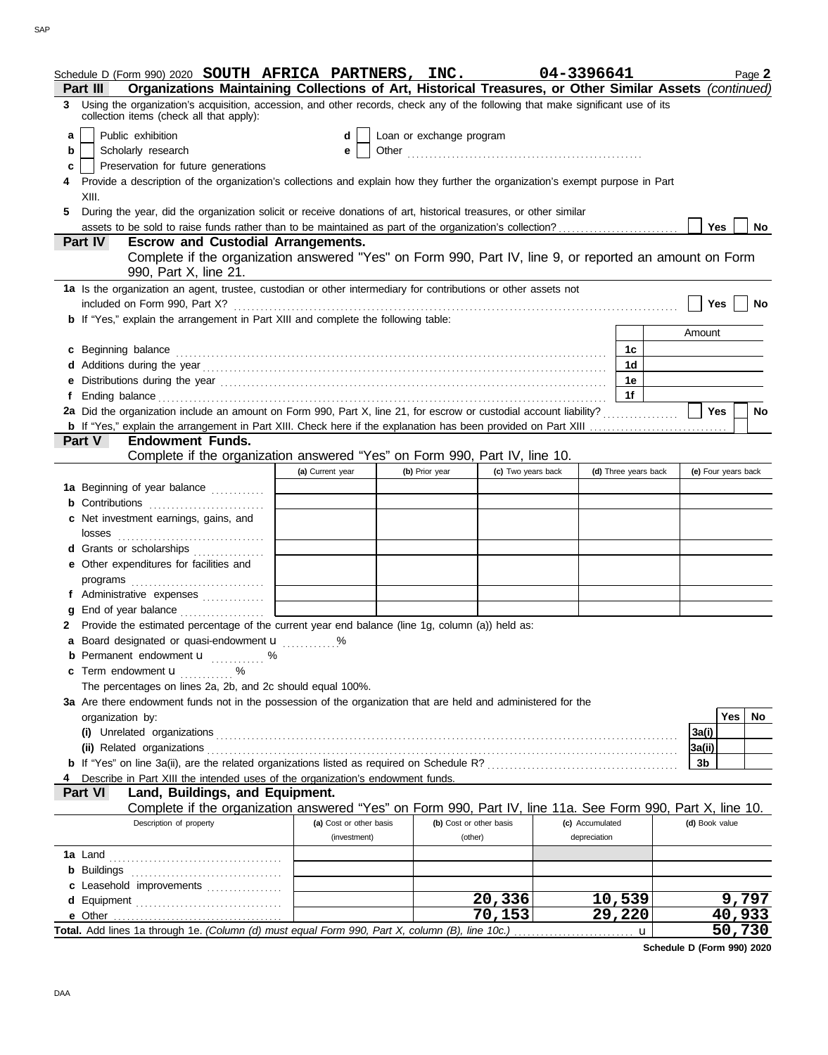Schedule D (Form 990) 2020 **SOUTH AFRICA PARTNERS, INC.** **04-3396641** Page **2**

## Part III Organizations Maintaining Collections of Art, Historical Treasures, or Other Similar Assets *(continued)*

**3** Using the organization's acquisition, accession, and other records, check any of the following that make significant use of its collection items (check all that apply):

- **a** [ ] Public exhibition
- **b** [ ] Scholarly research
- **c** [ ] Preservation for future generations
- **d** [ ] Loan or exchange program
- **e** [ ] Other ....................

**4** Provide a description of the organization's collections and explain how they further the organization's exempt purpose in Part XIII.

**5** During the year, did the organization solicit or receive donations of art, historical treasures, or other similar assets to be sold to raise funds rather than to be maintained as part of the organization's collection? [ ] Yes [ ] No

## Part IV Escrow and Custodial Arrangements.

Complete if the organization answered "Yes" on Form 990, Part IV, line 9, or reported an amount on Form 990, Part X, line 21.

**1a** Is the organization an agent, trustee, custodian or other intermediary for contributions or other assets not included on Form 990, Part X? [ ] Yes [ ] No

**b** If "Yes," explain the arrangement in Part XIII and complete the following table:

| | | Amount |
|---|---|---|
| **c** Beginning balance | 1c | |
| **d** Additions during the year | 1d | |
| **e** Distributions during the year | 1e | |
| **f** Ending balance | 1f | |

**2a** Did the organization include an amount on Form 990, Part X, line 21, for escrow or custodial account liability? [ ] Yes [ ] No

**b** If "Yes," explain the arrangement in Part XIII. Check here if the explanation has been provided on Part XIII [ ]

## Part V Endowment Funds.

Complete if the organization answered "Yes" on Form 990, Part IV, line 10.

| | (a) Current year | (b) Prior year | (c) Two years back | (d) Three years back | (e) Four years back |
|---|---|---|---|---|---|
| **1a** Beginning of year balance | | | | | |
| **b** Contributions | | | | | |
| **c** Net investment earnings, gains, and losses | | | | | |
| **d** Grants or scholarships | | | | | |
| **e** Other expenditures for facilities and programs | | | | | |
| **f** Administrative expenses | | | | | |
| **g** End of year balance | | | | | |

**2** Provide the estimated percentage of the current year end balance (line 1g, column (a)) held as:

- **a** Board designated or quasi-endowment ........%
- **b** Permanent endowment ........%
- **c** Term endowment ........%

The percentages on lines 2a, 2b, and 2c should equal 100%.

**3a** Are there endowment funds not in the possession of the organization that are held and administered for the organization by:

| | | Yes | No |
|---|---|---|---|
| **(i)** Unrelated organizations | 3a(i) | | |
| **(ii)** Related organizations | 3a(ii) | | |
| **b** If "Yes" on line 3a(ii), are the related organizations listed as required on Schedule R? | 3b | | |

**4** Describe in Part XIII the intended uses of the organization's endowment funds.

## Part VI Land, Buildings, and Equipment.

Complete if the organization answered "Yes" on Form 990, Part IV, line 11a. See Form 990, Part X, line 10.

| Description of property | (a) Cost or other basis (investment) | (b) Cost or other basis (other) | (c) Accumulated depreciation | (d) Book value |
|---|---|---|---|---|
| **1a** Land | | | | |
| **b** Buildings | | | | |
| **c** Leasehold improvements | | | | |
| **d** Equipment | | 20,336 | 10,539 | 9,797 |
| **e** Other | | 70,153 | 29,220 | 40,933 |
| **Total.** Add lines 1a through 1e. *(Column (d) must equal Form 990, Part X, column (B), line 10c.)* | | | | 50,730 |

**Schedule D (Form 990) 2020**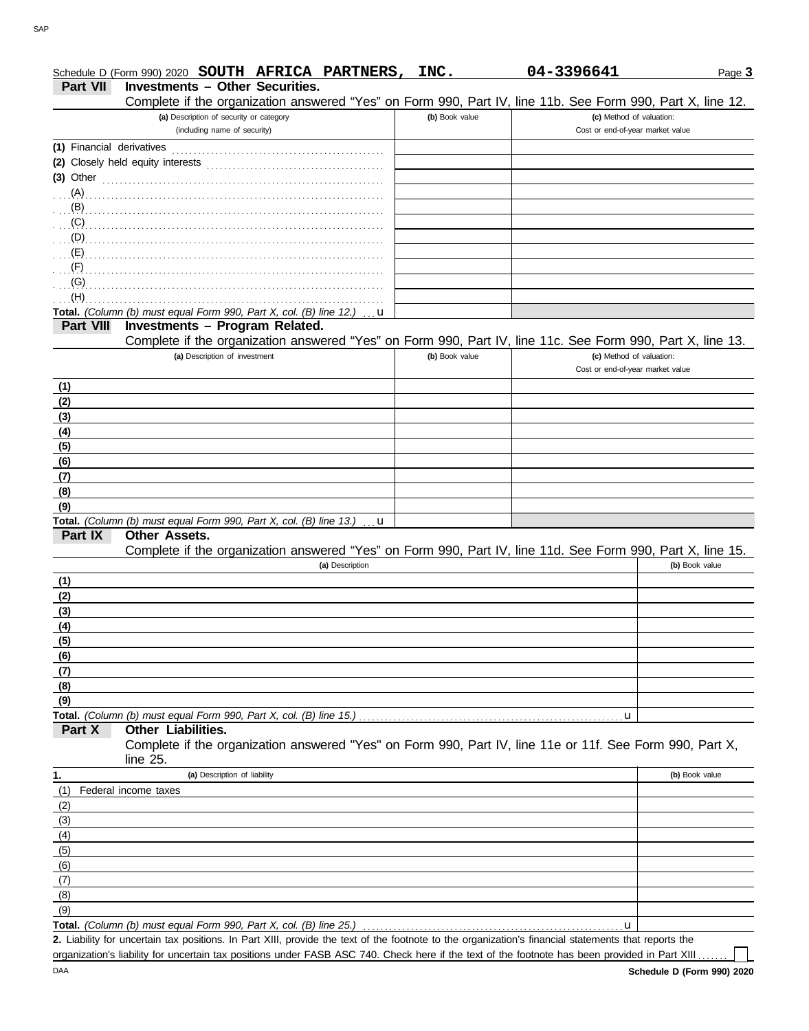Schedule D (Form 990) 2020 **SOUTH AFRICA PARTNERS, INC.** **04-3396641** Page **3**

## Part VII Investments – Other Securities.

Complete if the organization answered "Yes" on Form 990, Part IV, line 11b. See Form 990, Part X, line 12.

| (a) Description of security or category (including name of security) | (b) Book value | (c) Method of valuation: Cost or end-of-year market value |
|---|---|---|
| (1) Financial derivatives | | |
| (2) Closely held equity interests | | |
| (3) Other | | |
| (A) | | |
| (B) | | |
| (C) | | |
| (D) | | |
| (E) | | |
| (F) | | |
| (G) | | |
| (H) | | |
| **Total.** *(Column (b) must equal Form 990, Part X, col. (B) line 12.)* u | | |

## Part VIII Investments – Program Related.

Complete if the organization answered "Yes" on Form 990, Part IV, line 11c. See Form 990, Part X, line 13.

| (a) Description of investment | (b) Book value | (c) Method of valuation: Cost or end-of-year market value |
|---|---|---|
| (1) | | |
| (2) | | |
| (3) | | |
| (4) | | |
| (5) | | |
| (6) | | |
| (7) | | |
| (8) | | |
| (9) | | |
| **Total.** *(Column (b) must equal Form 990, Part X, col. (B) line 13.)* u | | |

## Part IX Other Assets.

Complete if the organization answered "Yes" on Form 990, Part IV, line 11d. See Form 990, Part X, line 15.

| (a) Description | (b) Book value |
|---|---|
| (1) | |
| (2) | |
| (3) | |
| (4) | |
| (5) | |
| (6) | |
| (7) | |
| (8) | |
| (9) | |
| **Total.** *(Column (b) must equal Form 990, Part X, col. (B) line 15.)* u | |

## Part X Other Liabilities.

Complete if the organization answered "Yes" on Form 990, Part IV, line 11e or 11f. See Form 990, Part X, line 25.

| 1. (a) Description of liability | (b) Book value |
|---|---|
| (1) Federal income taxes | |
| (2) | |
| (3) | |
| (4) | |
| (5) | |
| (6) | |
| (7) | |
| (8) | |
| (9) | |
| **Total.** *(Column (b) must equal Form 990, Part X, col. (B) line 25.)* u | |

**2.** Liability for uncertain tax positions. In Part XIII, provide the text of the footnote to the organization's financial statements that reports the organization's liability for uncertain tax positions under FASB ASC 740. Check here if the text of the footnote has been provided in Part XIII ☐

DAA **Schedule D (Form 990) 2020**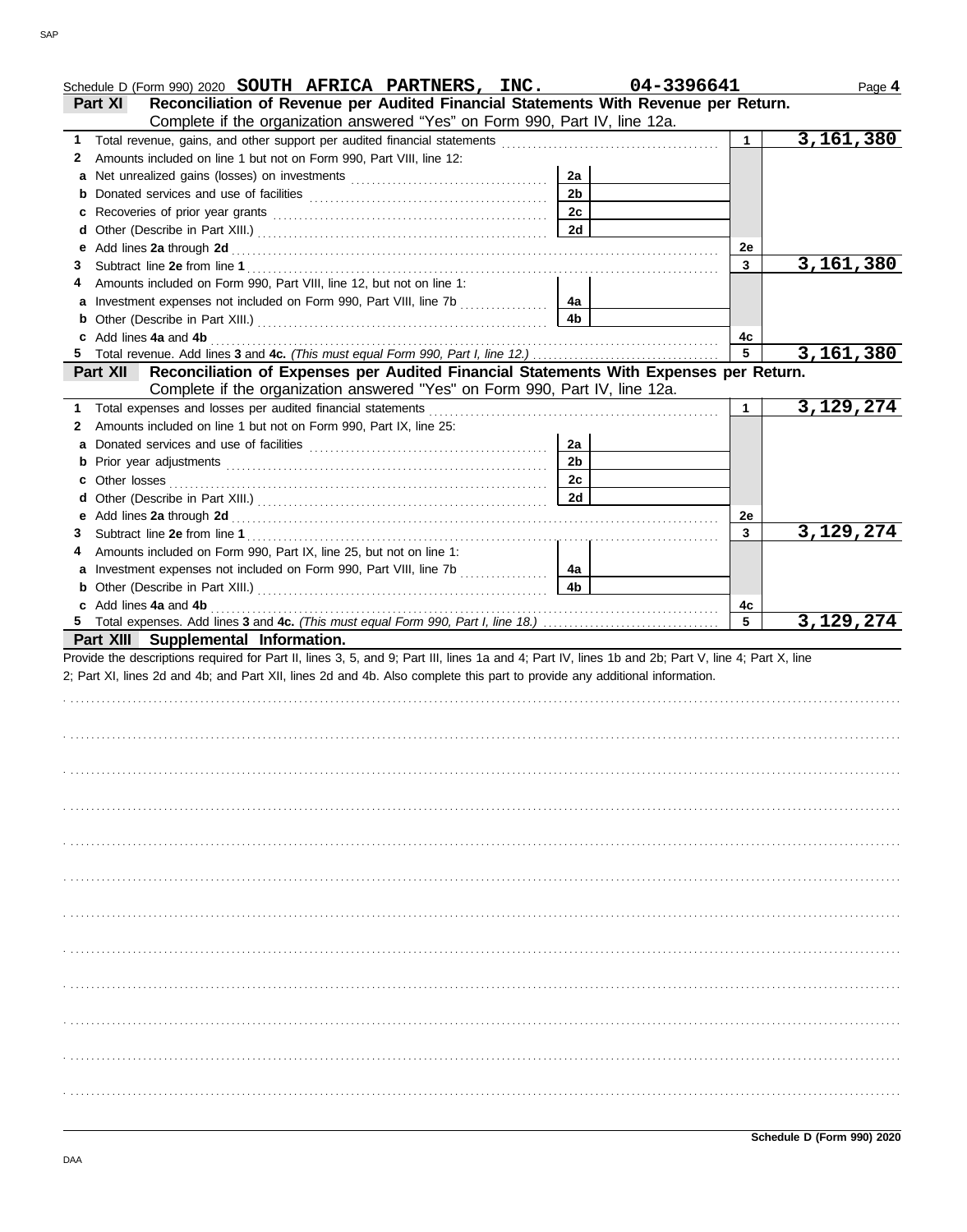Schedule D (Form 990) 2020 **SOUTH AFRICA PARTNERS, INC.** **04-3396641** Page **4**

## Part XI Reconciliation of Revenue per Audited Financial Statements With Revenue per Return.

Complete if the organization answered "Yes" on Form 990, Part IV, line 12a.

| | | | | | |
|---|---|---|---|---|---|
| **1** | Total revenue, gains, and other support per audited financial statements | | | 1 | 3,161,380 |
| **2** | Amounts included on line 1 but not on Form 990, Part VIII, line 12: | | | | |
| **a** | Net unrealized gains (losses) on investments | 2a | | | |
| **b** | Donated services and use of facilities | 2b | | | |
| **c** | Recoveries of prior year grants | 2c | | | |
| **d** | Other (Describe in Part XIII.) | 2d | | | |
| **e** | Add lines **2a** through **2d** | | | 2e | |
| **3** | Subtract line **2e** from line **1** | | | 3 | 3,161,380 |
| **4** | Amounts included on Form 990, Part VIII, line 12, but not on line 1: | | | | |
| **a** | Investment expenses not included on Form 990, Part VIII, line 7b | 4a | | | |
| **b** | Other (Describe in Part XIII.) | 4b | | | |
| **c** | Add lines **4a** and **4b** | | | 4c | |
| **5** | Total revenue. Add lines **3** and **4c.** *(This must equal Form 990, Part I, line 12.)* | | | 5 | 3,161,380 |

## Part XII Reconciliation of Expenses per Audited Financial Statements With Expenses per Return.

Complete if the organization answered "Yes" on Form 990, Part IV, line 12a.

| | | | | | |
|---|---|---|---|---|---|
| **1** | Total expenses and losses per audited financial statements | | | 1 | 3,129,274 |
| **2** | Amounts included on line 1 but not on Form 990, Part IX, line 25: | | | | |
| **a** | Donated services and use of facilities | 2a | | | |
| **b** | Prior year adjustments | 2b | | | |
| **c** | Other losses | 2c | | | |
| **d** | Other (Describe in Part XIII.) | 2d | | | |
| **e** | Add lines **2a** through **2d** | | | 2e | |
| **3** | Subtract line **2e** from line **1** | | | 3 | 3,129,274 |
| **4** | Amounts included on Form 990, Part IX, line 25, but not on line 1: | | | | |
| **a** | Investment expenses not included on Form 990, Part VIII, line 7b | 4a | | | |
| **b** | Other (Describe in Part XIII.) | 4b | | | |
| **c** | Add lines **4a** and **4b** | | | 4c | |
| **5** | Total expenses. Add lines **3** and **4c.** *(This must equal Form 990, Part I, line 18.)* | | | 5 | 3,129,274 |

## Part XIII Supplemental Information.

Provide the descriptions required for Part II, lines 3, 5, and 9; Part III, lines 1a and 4; Part IV, lines 1b and 2b; Part V, line 4; Part X, line 2; Part XI, lines 2d and 4b; and Part XII, lines 2d and 4b. Also complete this part to provide any additional information.

**Schedule D (Form 990) 2020**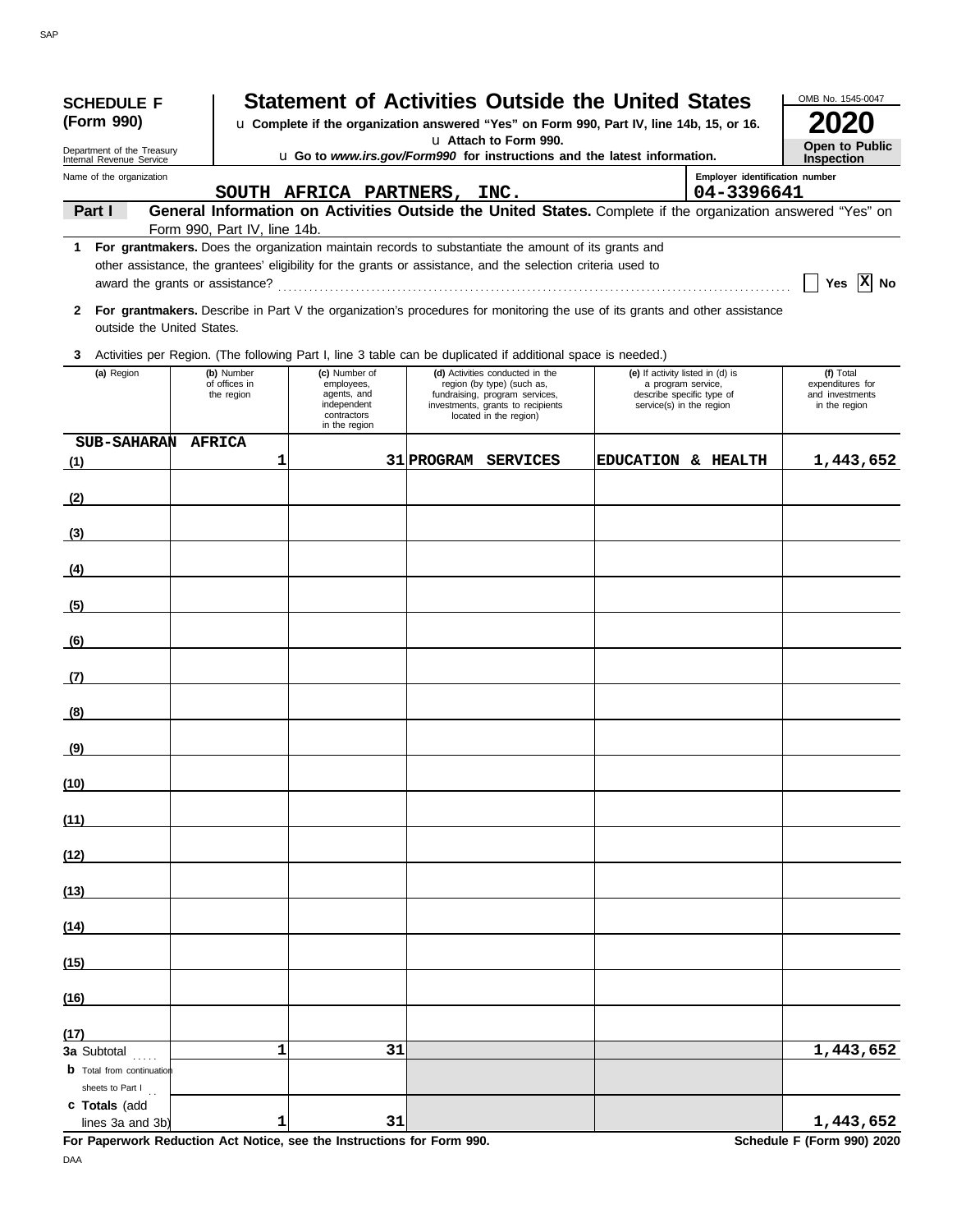**SCHEDULE F (Form 990)**

Department of the Treasury
Internal Revenue Service

# Statement of Activities Outside the United States

u **Complete if the organization answered "Yes" on Form 990, Part IV, line 14b, 15, or 16.**
u **Attach to Form 990.**
u **Go to *www.irs.gov/Form990* for instructions and the latest information.**

OMB No. 1545-0047

**2020**

**Open to Public Inspection**

Name of the organization: **SOUTH AFRICA PARTNERS, INC.**

Employer identification number: **04-3396641**

**Part I** **General Information on Activities Outside the United States.** Complete if the organization answered "Yes" on Form 990, Part IV, line 14b.

**1** **For grantmakers.** Does the organization maintain records to substantiate the amount of its grants and other assistance, the grantees' eligibility for the grants or assistance, and the selection criteria used to award the grants or assistance? ☐ Yes ☒ No

**2** **For grantmakers.** Describe in Part V the organization's procedures for monitoring the use of its grants and other assistance outside the United States.

**3** Activities per Region. (The following Part I, line 3 table can be duplicated if additional space is needed.)

| (a) Region | (b) Number of offices in the region | (c) Number of employees, agents, and independent contractors in the region | (d) Activities conducted in the region (by type) (such as, fundraising, program services, investments, grants to recipients located in the region) | (e) If activity listed in (d) is a program service, describe specific type of service(s) in the region | (f) Total expenditures for and investments in the region |
|---|---|---|---|---|---|
| (1) SUB-SAHARAN AFRICA | 1 | 31 | PROGRAM SERVICES | EDUCATION & HEALTH | 1,443,652 |
| (2) | | | | | |
| (3) | | | | | |
| (4) | | | | | |
| (5) | | | | | |
| (6) | | | | | |
| (7) | | | | | |
| (8) | | | | | |
| (9) | | | | | |
| (10) | | | | | |
| (11) | | | | | |
| (12) | | | | | |
| (13) | | | | | |
| (14) | | | | | |
| (15) | | | | | |
| (16) | | | | | |
| (17) | | | | | |
| **3a** Subtotal | 1 | 31 | | | 1,443,652 |
| **b** Total from continuation sheets to Part I | | | | | |
| **c Totals** (add lines 3a and 3b) | 1 | 31 | | | 1,443,652 |

**For Paperwork Reduction Act Notice, see the Instructions for Form 990.** **Schedule F (Form 990) 2020**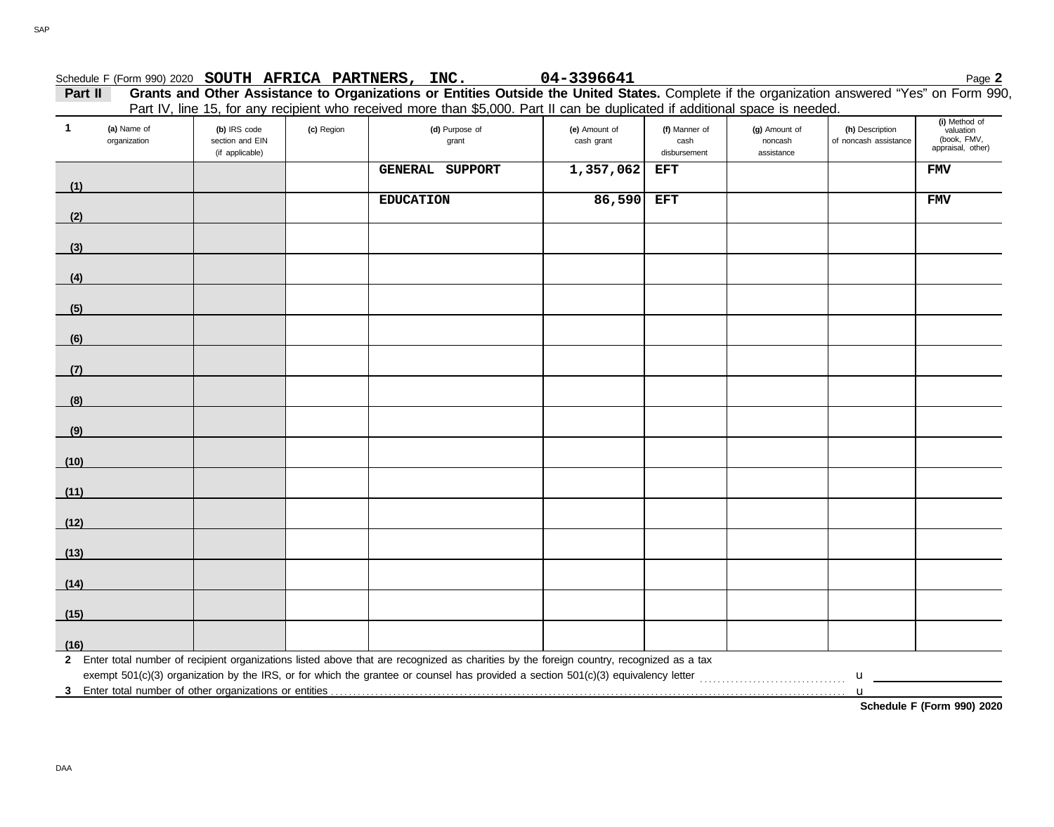Schedule F (Form 990) 2020 **SOUTH AFRICA PARTNERS, INC.** **04-3396641**

**Part II** **Grants and Other Assistance to Organizations or Entities Outside the United States.** Complete if the organization answered "Yes" on Form 990, Part IV, line 15, for any recipient who received more than $5,000. Part II can be duplicated if additional space is needed.

| 1 | (a) Name of organization | (b) IRS code section and EIN (if applicable) | (c) Region | (d) Purpose of grant | (e) Amount of cash grant | (f) Manner of cash disbursement | (g) Amount of noncash assistance | (h) Description of noncash assistance | (i) Method of valuation (book, FMV, appraisal, other) |
|---|---|---|---|---|---|---|---|---|---|
| (1) | | | | GENERAL SUPPORT | 1,357,062 | EFT | | | FMV |
| (2) | | | | EDUCATION | 86,590 | EFT | | | FMV |
| (3) | | | | | | | | | |
| (4) | | | | | | | | | |
| (5) | | | | | | | | | |
| (6) | | | | | | | | | |
| (7) | | | | | | | | | |
| (8) | | | | | | | | | |
| (9) | | | | | | | | | |
| (10) | | | | | | | | | |
| (11) | | | | | | | | | |
| (12) | | | | | | | | | |
| (13) | | | | | | | | | |
| (14) | | | | | | | | | |
| (15) | | | | | | | | | |
| (16) | | | | | | | | | |

**2** Enter total number of recipient organizations listed above that are recognized as charities by the foreign country, recognized as a tax exempt 501(c)(3) organization by the IRS, or for which the grantee or counsel has provided a section 501(c)(3) equivalency letter ........ u

**3** Enter total number of other organizations or entities ........ u

**Schedule F (Form 990) 2020**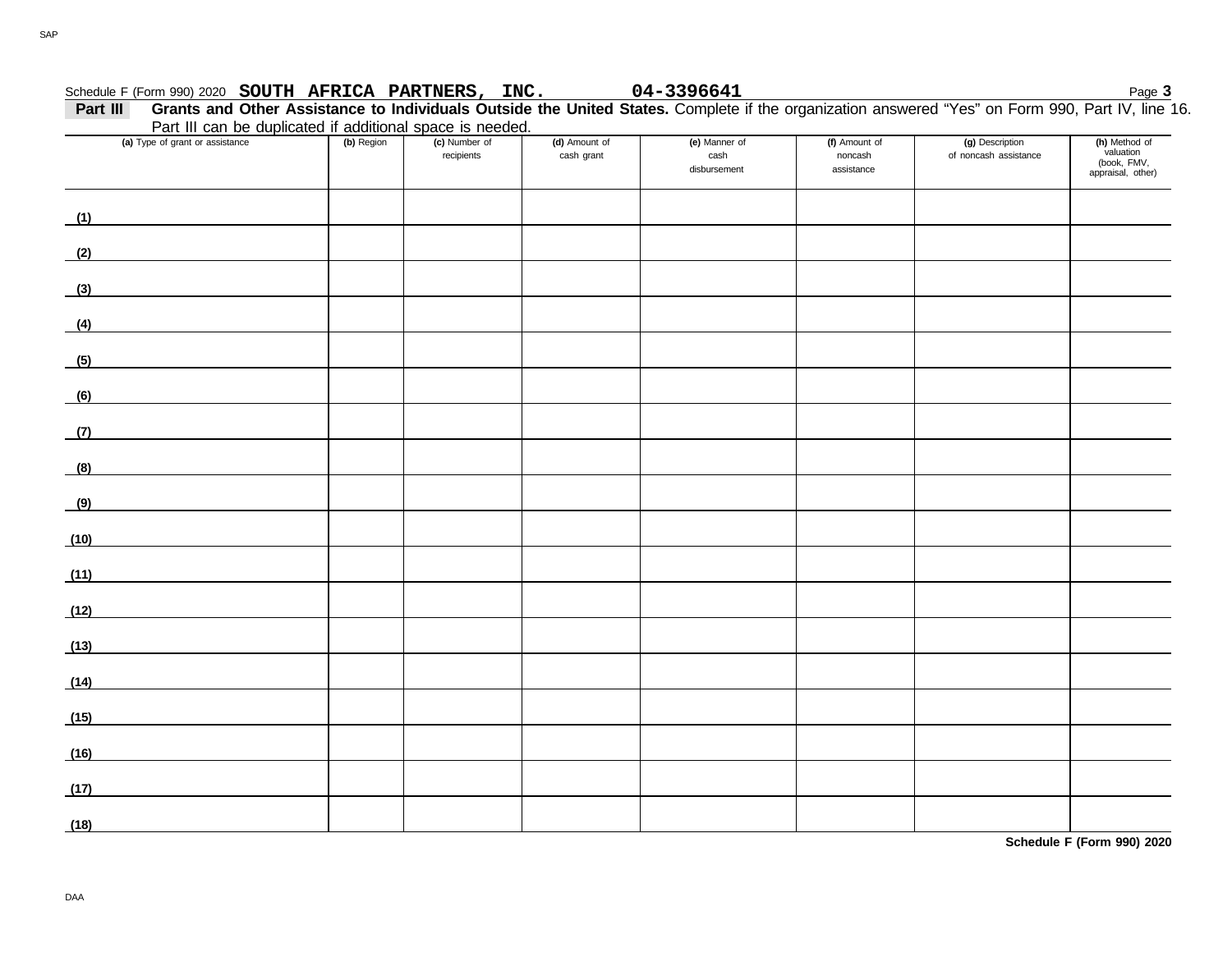Schedule F (Form 990) 2020 **SOUTH AFRICA PARTNERS, INC.** **04-3396641**

**Part III** **Grants and Other Assistance to Individuals Outside the United States.** Complete if the organization answered "Yes" on Form 990, Part IV, line 16. Part III can be duplicated if additional space is needed.

| (a) Type of grant or assistance | (b) Region | (c) Number of recipients | (d) Amount of cash grant | (e) Manner of cash disbursement | (f) Amount of noncash assistance | (g) Description of noncash assistance | (h) Method of valuation (book, FMV, appraisal, other) |
|---|---|---|---|---|---|---|---|
| (1) | | | | | | | |
| (2) | | | | | | | |
| (3) | | | | | | | |
| (4) | | | | | | | |
| (5) | | | | | | | |
| (6) | | | | | | | |
| (7) | | | | | | | |
| (8) | | | | | | | |
| (9) | | | | | | | |
| (10) | | | | | | | |
| (11) | | | | | | | |
| (12) | | | | | | | |
| (13) | | | | | | | |
| (14) | | | | | | | |
| (15) | | | | | | | |
| (16) | | | | | | | |
| (17) | | | | | | | |
| (18) | | | | | | | |

**Schedule F (Form 990) 2020**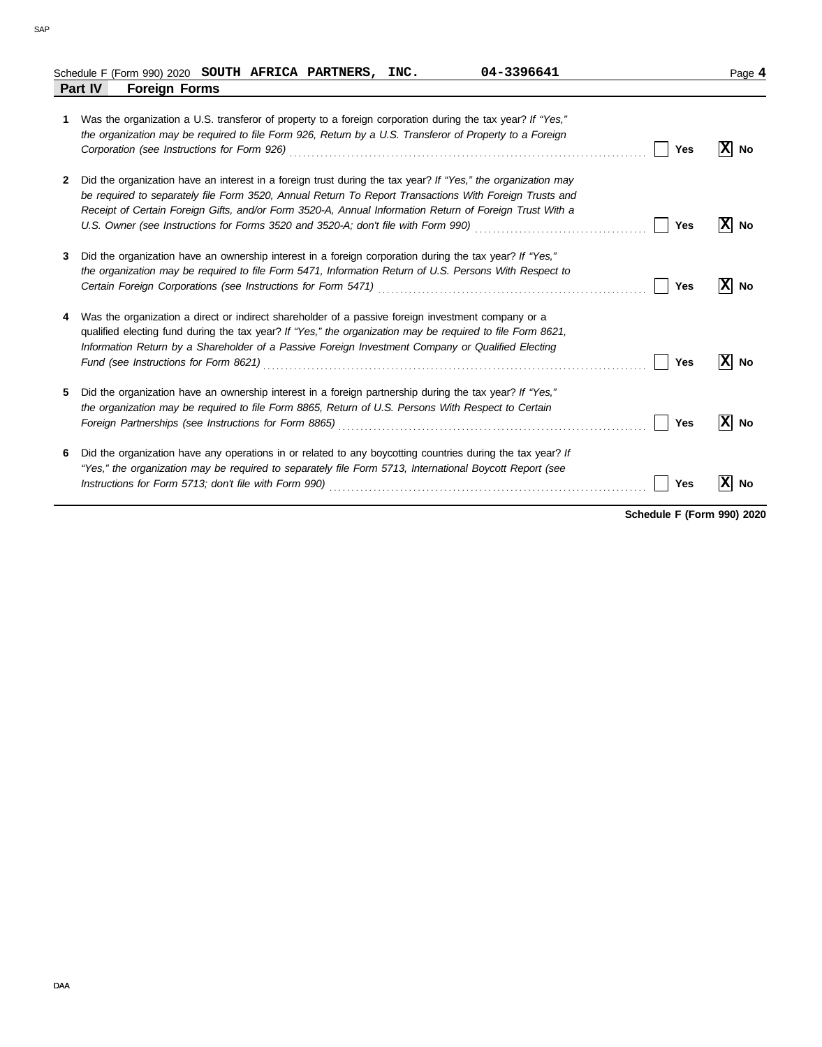Schedule F (Form 990) 2020 **SOUTH AFRICA PARTNERS, INC.** **04-3396641**

## Part IV Foreign Forms

**1** Was the organization a U.S. transferor of property to a foreign corporation during the tax year? *If "Yes," the organization may be required to file Form 926, Return by a U.S. Transferor of Property to a Foreign Corporation (see Instructions for Form 926)* ☐ Yes ☒ No

**2** Did the organization have an interest in a foreign trust during the tax year? *If "Yes," the organization may be required to separately file Form 3520, Annual Return To Report Transactions With Foreign Trusts and Receipt of Certain Foreign Gifts, and/or Form 3520-A, Annual Information Return of Foreign Trust With a U.S. Owner (see Instructions for Forms 3520 and 3520-A; don't file with Form 990)* ☐ Yes ☒ No

**3** Did the organization have an ownership interest in a foreign corporation during the tax year? *If "Yes," the organization may be required to file Form 5471, Information Return of U.S. Persons With Respect to Certain Foreign Corporations (see Instructions for Form 5471)* ☐ Yes ☒ No

**4** Was the organization a direct or indirect shareholder of a passive foreign investment company or a qualified electing fund during the tax year? *If "Yes," the organization may be required to file Form 8621, Information Return by a Shareholder of a Passive Foreign Investment Company or Qualified Electing Fund (see Instructions for Form 8621)* ☐ Yes ☒ No

**5** Did the organization have an ownership interest in a foreign partnership during the tax year? *If "Yes," the organization may be required to file Form 8865, Return of U.S. Persons With Respect to Certain Foreign Partnerships (see Instructions for Form 8865)* ☐ Yes ☒ No

**6** Did the organization have any operations in or related to any boycotting countries during the tax year? *If "Yes," the organization may be required to separately file Form 5713, International Boycott Report (see Instructions for Form 5713; don't file with Form 990)* ☐ Yes ☒ No

**Schedule F (Form 990) 2020**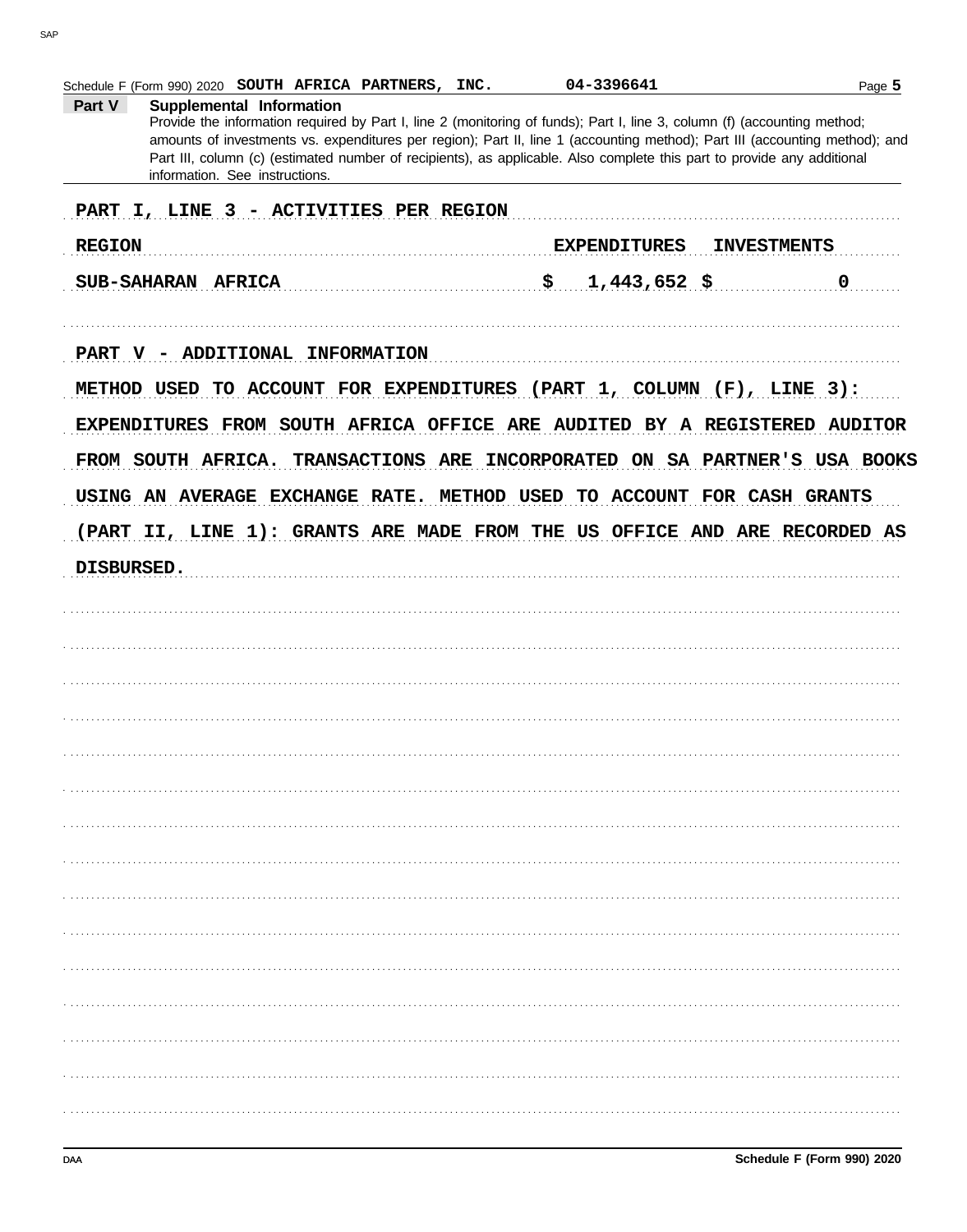Schedule F (Form 990) 2020 SOUTH AFRICA PARTNERS, INC. 04-3396641

## Part V Supplemental Information

Provide the information required by Part I, line 2 (monitoring of funds); Part I, line 3, column (f) (accounting method; amounts of investments vs. expenditures per region); Part II, line 1 (accounting method); Part III (accounting method); and Part III, column (c) (estimated number of recipients), as applicable. Also complete this part to provide any additional information. See instructions.

PART I, LINE 3 - ACTIVITIES PER REGION

| REGION | EXPENDITURES | INVESTMENTS |
|---|---|---|
| SUB-SAHARAN AFRICA | $ 1,443,652 | $ 0 |

PART V - ADDITIONAL INFORMATION

METHOD USED TO ACCOUNT FOR EXPENDITURES (PART 1, COLUMN (F), LINE 3): EXPENDITURES FROM SOUTH AFRICA OFFICE ARE AUDITED BY A REGISTERED AUDITOR FROM SOUTH AFRICA. TRANSACTIONS ARE INCORPORATED ON SA PARTNER'S USA BOOKS USING AN AVERAGE EXCHANGE RATE. METHOD USED TO ACCOUNT FOR CASH GRANTS (PART II, LINE 1): GRANTS ARE MADE FROM THE US OFFICE AND ARE RECORDED AS DISBURSED.

Schedule F (Form 990) 2020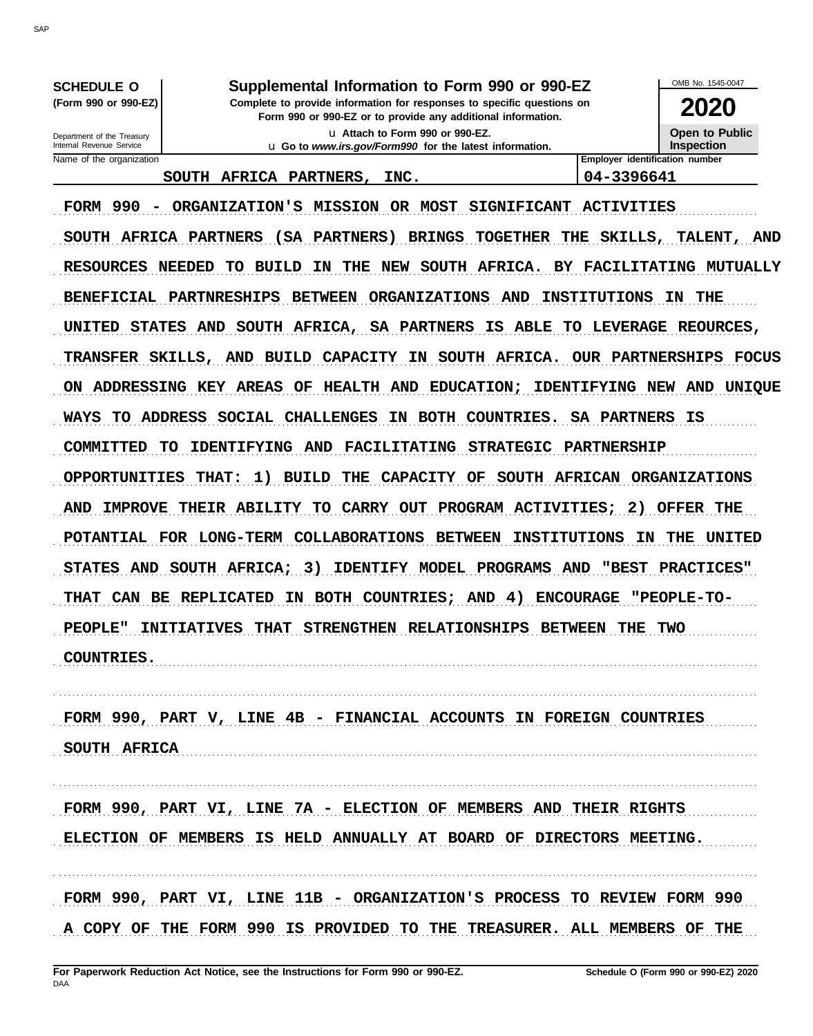**SCHEDULE O**
**(Form 990 or 990-EZ)**

Department of the Treasury
Internal Revenue Service

# Supplemental Information to Form 990 or 990-EZ

**Complete to provide information for responses to specific questions on Form 990 or 990-EZ or to provide any additional information.**

u Attach to Form 990 or 990-EZ.
u Go to *www.irs.gov/Form990* for the latest information.

OMB No. 1545-0047

**2020**

**Open to Public Inspection**

| Name of the organization | Employer identification number |
|---|---|
| SOUTH AFRICA PARTNERS, INC. | 04-3396641 |

FORM 990 - ORGANIZATION'S MISSION OR MOST SIGNIFICANT ACTIVITIES

SOUTH AFRICA PARTNERS (SA PARTNERS) BRINGS TOGETHER THE SKILLS, TALENT, AND RESOURCES NEEDED TO BUILD IN THE NEW SOUTH AFRICA. BY FACILITATING MUTUALLY BENEFICIAL PARTNRESHIPS BETWEEN ORGANIZATIONS AND INSTITUTIONS IN THE UNITED STATES AND SOUTH AFRICA, SA PARTNERS IS ABLE TO LEVERAGE REOURCES, TRANSFER SKILLS, AND BUILD CAPACITY IN SOUTH AFRICA. OUR PARTNERSHIPS FOCUS ON ADDRESSING KEY AREAS OF HEALTH AND EDUCATION; IDENTIFYING NEW AND UNIQUE WAYS TO ADDRESS SOCIAL CHALLENGES IN BOTH COUNTRIES. SA PARTNERS IS COMMITTED TO IDENTIFYING AND FACILITATING STRATEGIC PARTNERSHIP OPPORTUNITIES THAT: 1) BUILD THE CAPACITY OF SOUTH AFRICAN ORGANIZATIONS AND IMPROVE THEIR ABILITY TO CARRY OUT PROGRAM ACTIVITIES; 2) OFFER THE POTENTIAL FOR LONG-TERM COLLABORATIONS BETWEEN INSTITUTIONS IN THE UNITED STATES AND SOUTH AFRICA; 3) IDENTIFY MODEL PROGRAMS AND "BEST PRACTICES" THAT CAN BE REPLICATED IN BOTH COUNTRIES; AND 4) ENCOURAGE "PEOPLE-TO-PEOPLE" INITIATIVES THAT STRENGTHEN RELATIONSHIPS BETWEEN THE TWO COUNTRIES.

FORM 990, PART V, LINE 4B - FINANCIAL ACCOUNTS IN FOREIGN COUNTRIES

SOUTH AFRICA

FORM 990, PART VI, LINE 7A - ELECTION OF MEMBERS AND THEIR RIGHTS

ELECTION OF MEMBERS IS HELD ANNUALLY AT BOARD OF DIRECTORS MEETING.

FORM 990, PART VI, LINE 11B - ORGANIZATION'S PROCESS TO REVIEW FORM 990

A COPY OF THE FORM 990 IS PROVIDED TO THE TREASURER. ALL MEMBERS OF THE

**For Paperwork Reduction Act Notice, see the Instructions for Form 990 or 990-EZ.** **Schedule O (Form 990 or 990-EZ) 2020**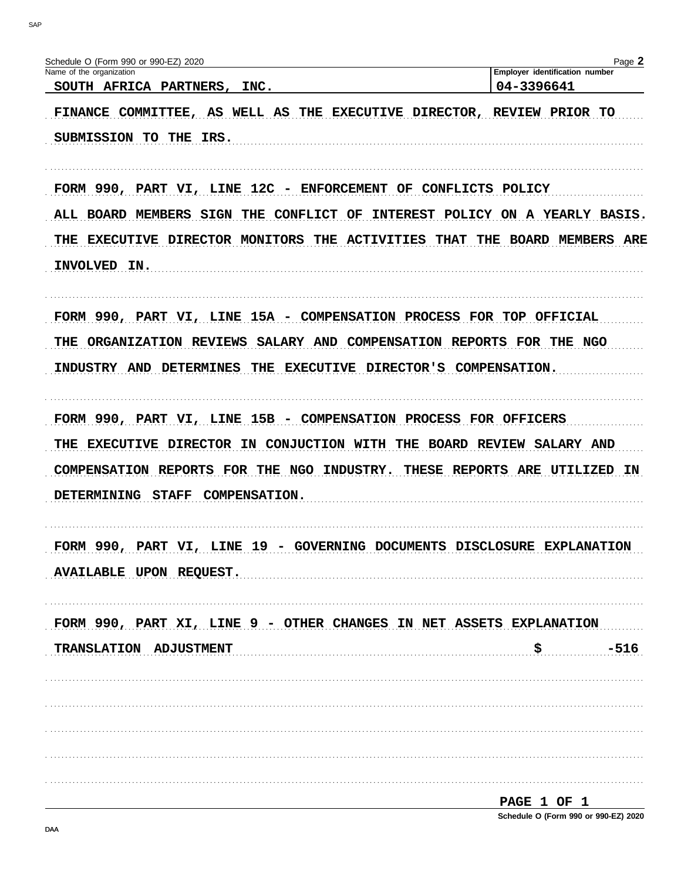Schedule O (Form 990 or 990-EZ) 2020

| Name of the organization | Employer identification number |
| --- | --- |
| SOUTH AFRICA PARTNERS, INC. | 04-3396641 |

FINANCE COMMITTEE, AS WELL AS THE EXECUTIVE DIRECTOR, REVIEW PRIOR TO SUBMISSION TO THE IRS.

FORM 990, PART VI, LINE 12C - ENFORCEMENT OF CONFLICTS POLICY

ALL BOARD MEMBERS SIGN THE CONFLICT OF INTEREST POLICY ON A YEARLY BASIS. THE EXECUTIVE DIRECTOR MONITORS THE ACTIVITIES THAT THE BOARD MEMBERS ARE INVOLVED IN.

FORM 990, PART VI, LINE 15A - COMPENSATION PROCESS FOR TOP OFFICIAL

THE ORGANIZATION REVIEWS SALARY AND COMPENSATION REPORTS FOR THE NGO INDUSTRY AND DETERMINES THE EXECUTIVE DIRECTOR'S COMPENSATION.

FORM 990, PART VI, LINE 15B - COMPENSATION PROCESS FOR OFFICERS

THE EXECUTIVE DIRECTOR IN CONJUCTION WITH THE BOARD REVIEW SALARY AND COMPENSATION REPORTS FOR THE NGO INDUSTRY. THESE REPORTS ARE UTILIZED IN DETERMINING STAFF COMPENSATION.

FORM 990, PART VI, LINE 19 - GOVERNING DOCUMENTS DISCLOSURE EXPLANATION

AVAILABLE UPON REQUEST.

FORM 990, PART XI, LINE 9 - OTHER CHANGES IN NET ASSETS EXPLANATION

TRANSLATION ADJUSTMENT $ -516

PAGE 1 OF 1

Schedule O (Form 990 or 990-EZ) 2020